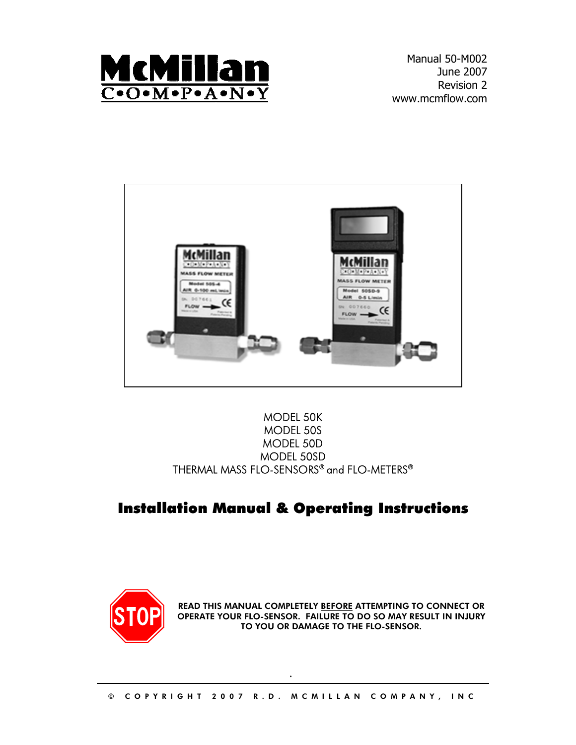McMillan C•O•M•P•A•N•Y

Manual 50-M002
June 2007
Revision 2
www.mcmflow.com

MODEL 50K
MODEL 50S
MODEL 50D
MODEL 50SD
THERMAL MASS FLO-SENSORS® and FLO-METERS®

# Installation Manual & Operating Instructions

STOP

**READ THIS MANUAL COMPLETELY BEFORE ATTEMPTING TO CONNECT OR OPERATE YOUR FLO-SENSOR. FAILURE TO DO SO MAY RESULT IN INJURY TO YOU OR DAMAGE TO THE FLO-SENSOR.**

© COPYRIGHT 2007 R.D. MCMILLAN COMPANY, INC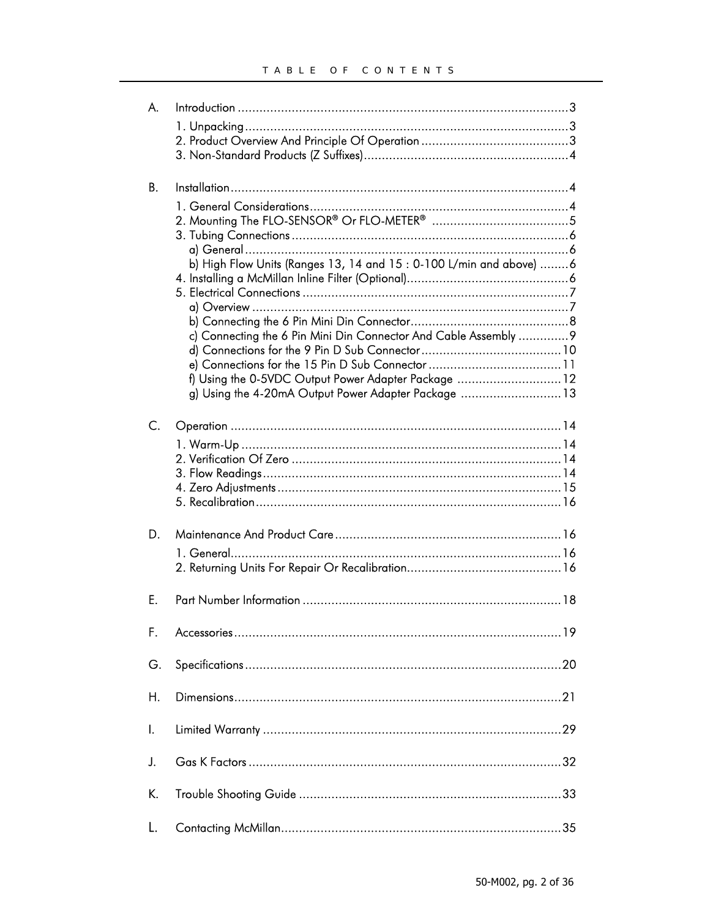# TABLE OF CONTENTS

A. Introduction ....................................................................................3

1. Unpacking ....................................................................................3
2. Product Overview And Principle Of Operation ....................................3
3. Non-Standard Products (Z Suffixes) ..................................................4

B. Installation ....................................................................................4

1. General Considerations ...................................................................4
2. Mounting The FLO-SENSOR® Or FLO-METER® ....................................5
3. Tubing Connections .........................................................................6
   a) General .......................................................................................6
   b) High Flow Units (Ranges 13, 14 and 15 : 0-100 L/min and above) ........6
4. Installing a McMillan Inline Filter (Optional) .......................................6
5. Electrical Connections .....................................................................7
   a) Overview .....................................................................................7
   b) Connecting the 6 Pin Mini Din Connector ..........................................8
   c) Connecting the 6 Pin Mini Din Connector And Cable Assembly .............9
   d) Connections for the 9 Pin D Sub Connector ......................................10
   e) Connections for the 15 Pin D Sub Connector ....................................11
   f) Using the 0-5VDC Output Power Adapter Package ..............................12
   g) Using the 4-20mA Output Power Adapter Package ............................13

C. Operation ....................................................................................14

1. Warm-Up .....................................................................................14
2. Verification Of Zero ......................................................................14
3. Flow Readings ..............................................................................14
4. Zero Adjustments ..........................................................................15
5. Recalibration ................................................................................16

D. Maintenance And Product Care .......................................................16

1. General........................................................................................16
2. Returning Units For Repair Or Recalibration .....................................16

E. Part Number Information ................................................................18

F. Accessories ..................................................................................19

G. Specifications ...............................................................................20

H. Dimensions ...................................................................................21

I. Limited Warranty ...........................................................................29

J. Gas K Factors ................................................................................32

K. Trouble Shooting Guide ..................................................................33

L. Contacting McMillan .......................................................................35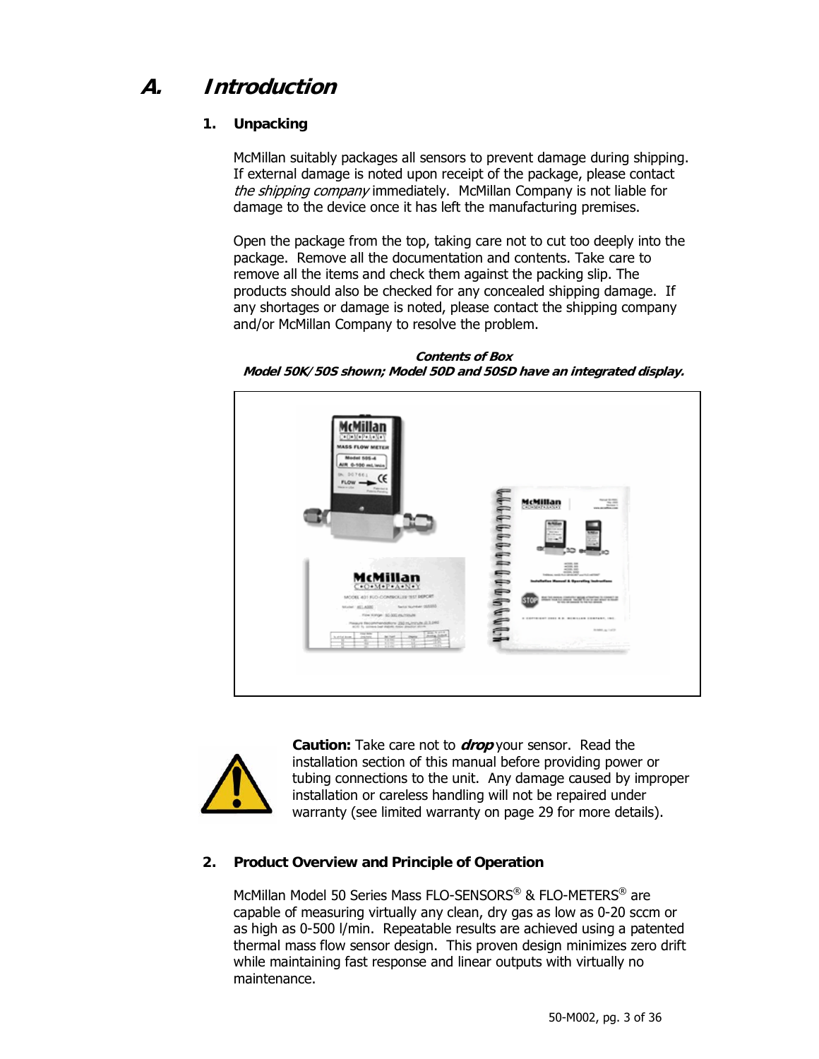# A. *Introduction*

## 1. Unpacking

McMillan suitably packages all sensors to prevent damage during shipping. If external damage is noted upon receipt of the package, please contact *the shipping company* immediately. McMillan Company is not liable for damage to the device once it has left the manufacturing premises.

Open the package from the top, taking care not to cut too deeply into the package. Remove all the documentation and contents. Take care to remove all the items and check them against the packing slip. The products should also be checked for any concealed shipping damage. If any shortages or damage is noted, please contact the shipping company and/or McMillan Company to resolve the problem.

***Contents of Box***
***Model 50K/50S shown; Model 50D and 50SD have an integrated display.***

**Caution:** Take care not to ***drop*** your sensor. Read the installation section of this manual before providing power or tubing connections to the unit. Any damage caused by improper installation or careless handling will not be repaired under warranty (see limited warranty on page 29 for more details).

## 2. Product Overview and Principle of Operation

McMillan Model 50 Series Mass FLO-SENSORS® & FLO-METERS® are capable of measuring virtually any clean, dry gas as low as 0-20 sccm or as high as 0-500 l/min. Repeatable results are achieved using a patented thermal mass flow sensor design. This proven design minimizes zero drift while maintaining fast response and linear outputs with virtually no maintenance.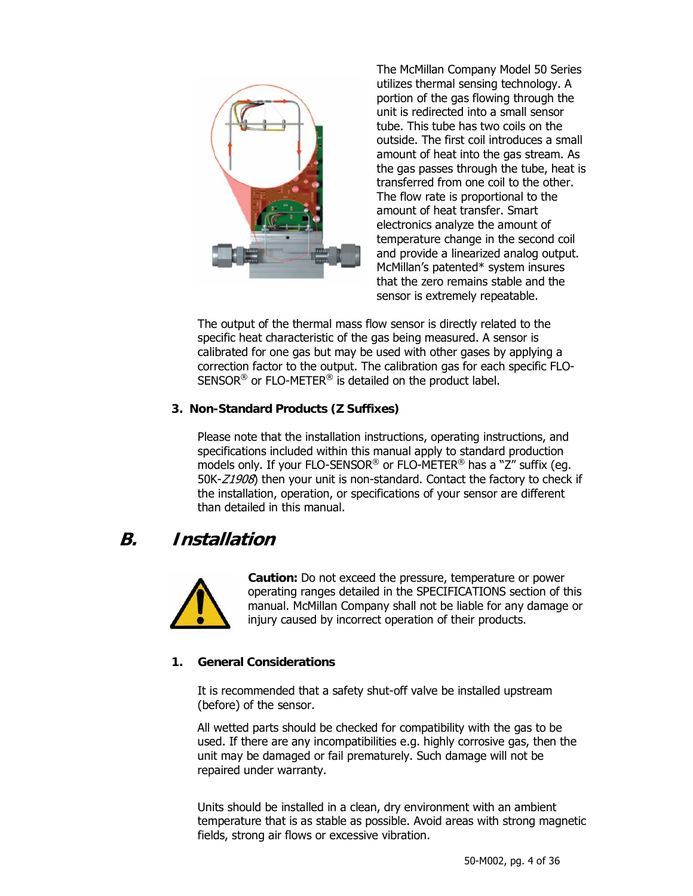The McMillan Company Model 50 Series utilizes thermal sensing technology. A portion of the gas flowing through the unit is redirected into a small sensor tube. This tube has two coils on the outside. The first coil introduces a small amount of heat into the gas stream. As the gas passes through the tube, heat is transferred from one coil to the other. The flow rate is proportional to the amount of heat transfer. Smart electronics analyze the amount of temperature change in the second coil and provide a linearized analog output. McMillan's patented* system insures that the zero remains stable and the sensor is extremely repeatable.

The output of the thermal mass flow sensor is directly related to the specific heat characteristic of the gas being measured. A sensor is calibrated for one gas but may be used with other gases by applying a correction factor to the output. The calibration gas for each specific FLO-SENSOR® or FLO-METER® is detailed on the product label.

### 3. Non-Standard Products (Z Suffixes)

Please note that the installation instructions, operating instructions, and specifications included within this manual apply to standard production models only. If your FLO-SENSOR® or FLO-METER® has a "Z" suffix (eg. 50K-*Z1908*) then your unit is non-standard. Contact the factory to check if the installation, operation, or specifications of your sensor are different than detailed in this manual.

## B. Installation

**Caution:** Do not exceed the pressure, temperature or power operating ranges detailed in the SPECIFICATIONS section of this manual. McMillan Company shall not be liable for any damage or injury caused by incorrect operation of their products.

### 1. General Considerations

It is recommended that a safety shut-off valve be installed upstream (before) of the sensor.

All wetted parts should be checked for compatibility with the gas to be used. If there are any incompatibilities e.g. highly corrosive gas, then the unit may be damaged or fail prematurely. Such damage will not be repaired under warranty.

Units should be installed in a clean, dry environment with an ambient temperature that is as stable as possible. Avoid areas with strong magnetic fields, strong air flows or excessive vibration.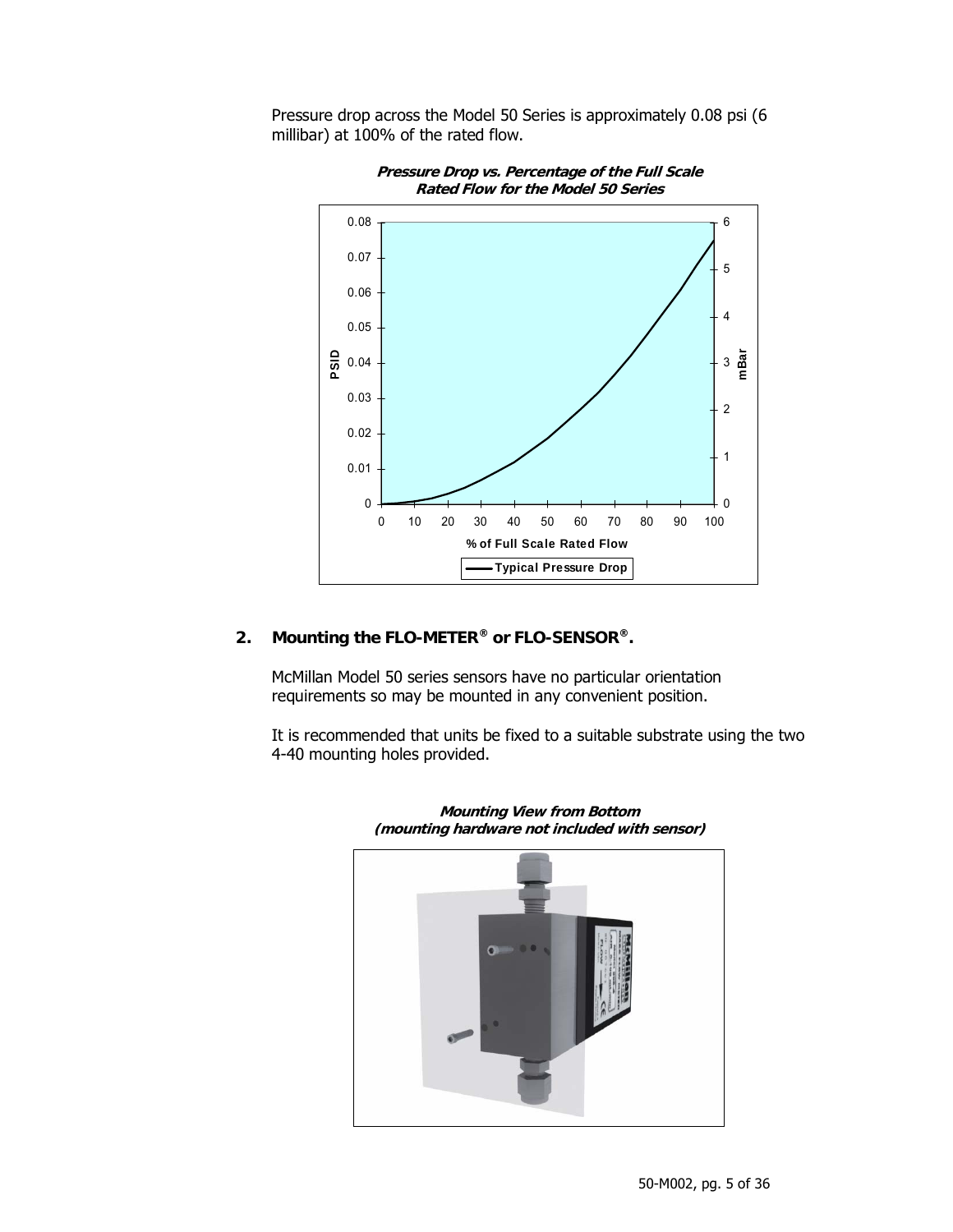Pressure drop across the Model 50 Series is approximately 0.08 psi (6 millibar) at 100% of the rated flow.

***Pressure Drop vs. Percentage of the Full Scale Rated Flow for the Model 50 Series***

## 2. Mounting the FLO-METER® or FLO-SENSOR®.

McMillan Model 50 series sensors have no particular orientation requirements so may be mounted in any convenient position.

It is recommended that units be fixed to a suitable substrate using the two 4-40 mounting holes provided.

***Mounting View from Bottom (mounting hardware not included with sensor)***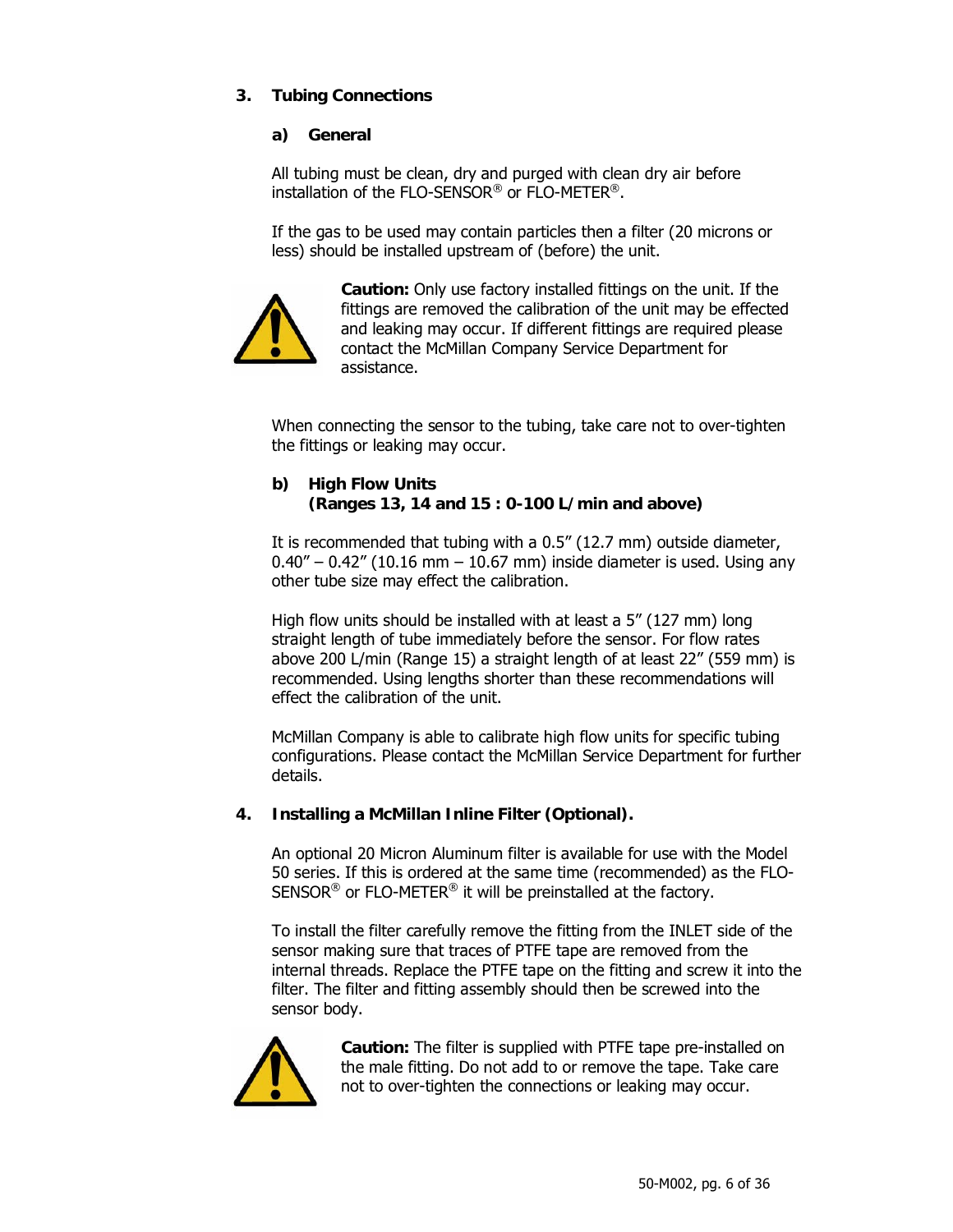## 3. Tubing Connections

### a) General

All tubing must be clean, dry and purged with clean dry air before installation of the FLO-SENSOR® or FLO-METER®.

If the gas to be used may contain particles then a filter (20 microns or less) should be installed upstream of (before) the unit.

**Caution:** Only use factory installed fittings on the unit. If the fittings are removed the calibration of the unit may be effected and leaking may occur. If different fittings are required please contact the McMillan Company Service Department for assistance.

When connecting the sensor to the tubing, take care not to over-tighten the fittings or leaking may occur.

### b) High Flow Units (Ranges 13, 14 and 15 : 0-100 L/min and above)

It is recommended that tubing with a 0.5" (12.7 mm) outside diameter, 0.40" – 0.42" (10.16 mm – 10.67 mm) inside diameter is used. Using any other tube size may effect the calibration.

High flow units should be installed with at least a 5" (127 mm) long straight length of tube immediately before the sensor. For flow rates above 200 L/min (Range 15) a straight length of at least 22" (559 mm) is recommended. Using lengths shorter than these recommendations will effect the calibration of the unit.

McMillan Company is able to calibrate high flow units for specific tubing configurations. Please contact the McMillan Service Department for further details.

## 4. Installing a McMillan Inline Filter (Optional).

An optional 20 Micron Aluminum filter is available for use with the Model 50 series. If this is ordered at the same time (recommended) as the FLO-SENSOR® or FLO-METER® it will be preinstalled at the factory.

To install the filter carefully remove the fitting from the INLET side of the sensor making sure that traces of PTFE tape are removed from the internal threads. Replace the PTFE tape on the fitting and screw it into the filter. The filter and fitting assembly should then be screwed into the sensor body.

**Caution:** The filter is supplied with PTFE tape pre-installed on the male fitting. Do not add to or remove the tape. Take care not to over-tighten the connections or leaking may occur.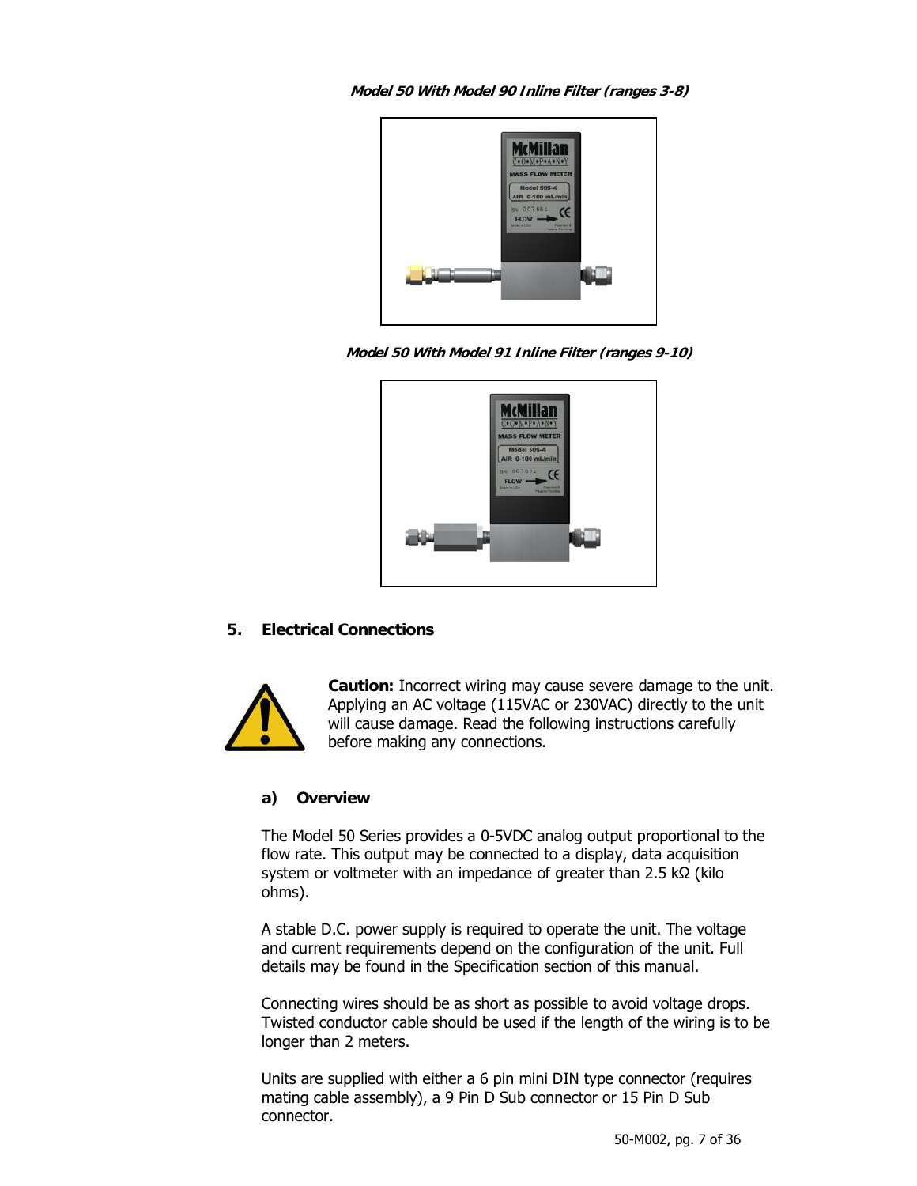***Model 50 With Model 90 Inline Filter (ranges 3-8)***

***Model 50 With Model 91 Inline Filter (ranges 9-10)***

## 5. Electrical Connections

**Caution:** Incorrect wiring may cause severe damage to the unit. Applying an AC voltage (115VAC or 230VAC) directly to the unit will cause damage. Read the following instructions carefully before making any connections.

### a) Overview

The Model 50 Series provides a 0-5VDC analog output proportional to the flow rate. This output may be connected to a display, data acquisition system or voltmeter with an impedance of greater than 2.5 kΩ (kilo ohms).

A stable D.C. power supply is required to operate the unit. The voltage and current requirements depend on the configuration of the unit. Full details may be found in the Specification section of this manual.

Connecting wires should be as short as possible to avoid voltage drops. Twisted conductor cable should be used if the length of the wiring is to be longer than 2 meters.

Units are supplied with either a 6 pin mini DIN type connector (requires mating cable assembly), a 9 Pin D Sub connector or 15 Pin D Sub connector.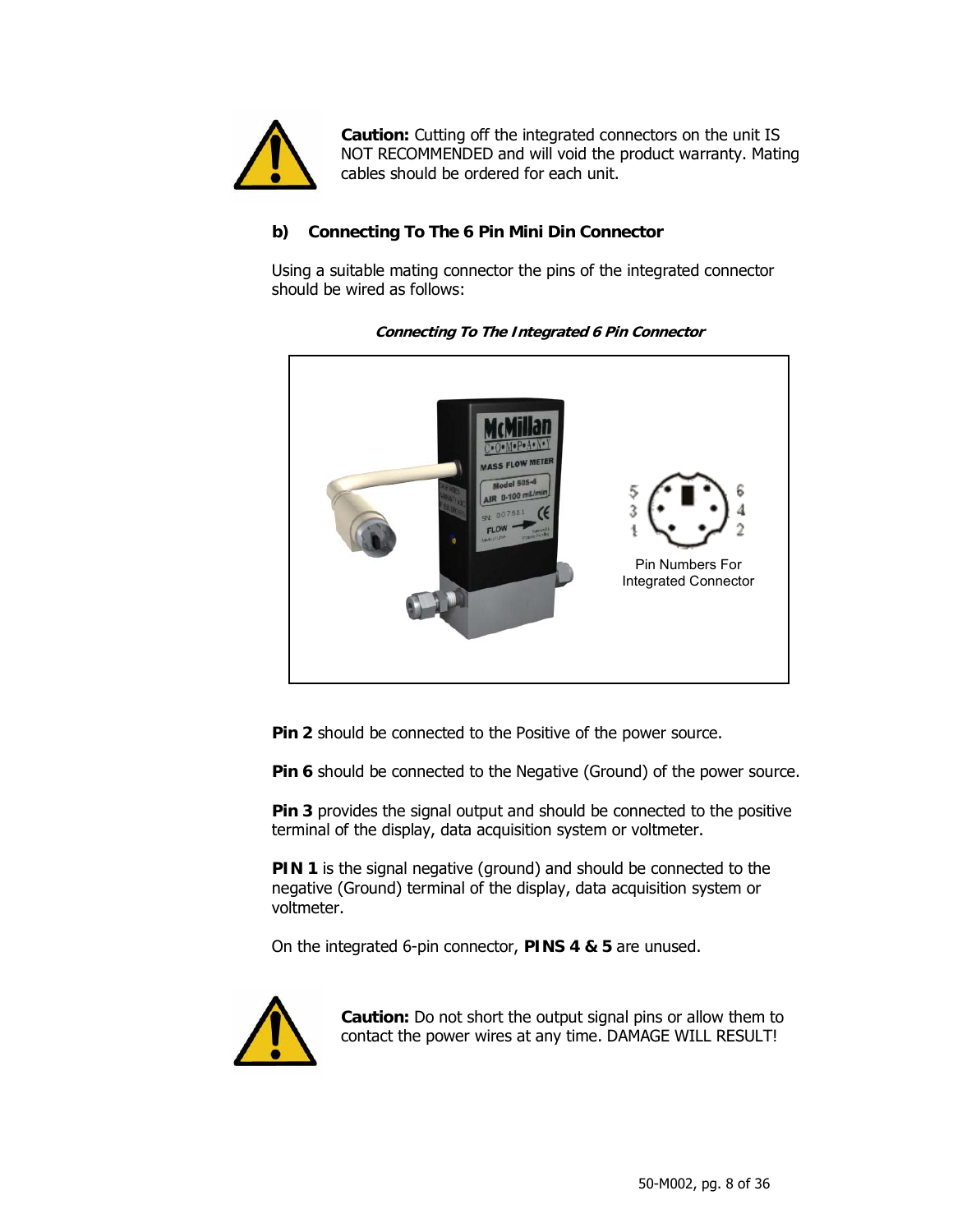**Caution:** Cutting off the integrated connectors on the unit IS NOT RECOMMENDED and will void the product warranty. Mating cables should be ordered for each unit.

### b) Connecting To The 6 Pin Mini Din Connector

Using a suitable mating connector the pins of the integrated connector should be wired as follows:

***Connecting To The Integrated 6 Pin Connector***

Pin Numbers For Integrated Connector

**Pin 2** should be connected to the Positive of the power source.

**Pin 6** should be connected to the Negative (Ground) of the power source.

**Pin 3** provides the signal output and should be connected to the positive terminal of the display, data acquisition system or voltmeter.

**PIN 1** is the signal negative (ground) and should be connected to the negative (Ground) terminal of the display, data acquisition system or voltmeter.

On the integrated 6-pin connector, **PINS 4 & 5** are unused.

**Caution:** Do not short the output signal pins or allow them to contact the power wires at any time. DAMAGE WILL RESULT!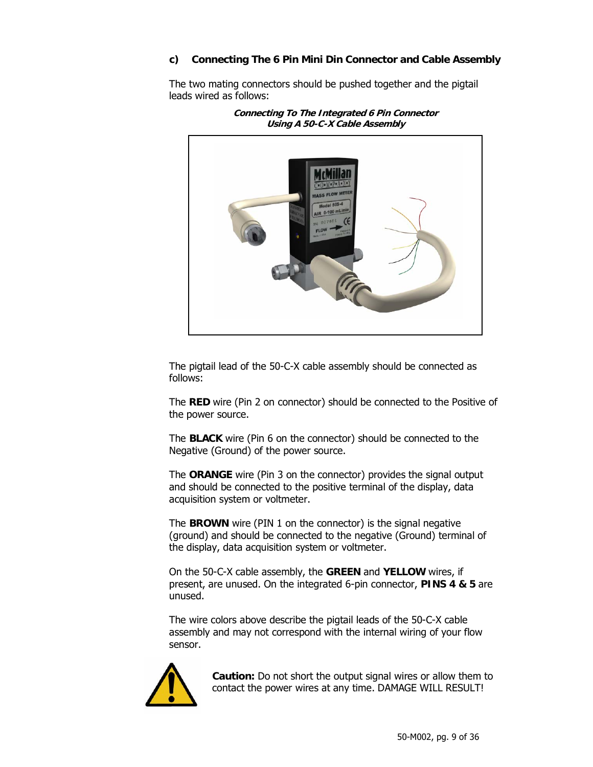### c) Connecting The 6 Pin Mini Din Connector and Cable Assembly

The two mating connectors should be pushed together and the pigtail leads wired as follows:

***Connecting To The Integrated 6 Pin Connector Using A 50-C-X Cable Assembly***

The pigtail lead of the 50-C-X cable assembly should be connected as follows:

The **RED** wire (Pin 2 on connector) should be connected to the Positive of the power source.

The **BLACK** wire (Pin 6 on the connector) should be connected to the Negative (Ground) of the power source.

The **ORANGE** wire (Pin 3 on the connector) provides the signal output and should be connected to the positive terminal of the display, data acquisition system or voltmeter.

The **BROWN** wire (PIN 1 on the connector) is the signal negative (ground) and should be connected to the negative (Ground) terminal of the display, data acquisition system or voltmeter.

On the 50-C-X cable assembly, the **GREEN** and **YELLOW** wires, if present, are unused. On the integrated 6-pin connector, **PINS 4 & 5** are unused.

The wire colors above describe the pigtail leads of the 50-C-X cable assembly and may not correspond with the internal wiring of your flow sensor.

**Caution:** Do not short the output signal wires or allow them to contact the power wires at any time. DAMAGE WILL RESULT!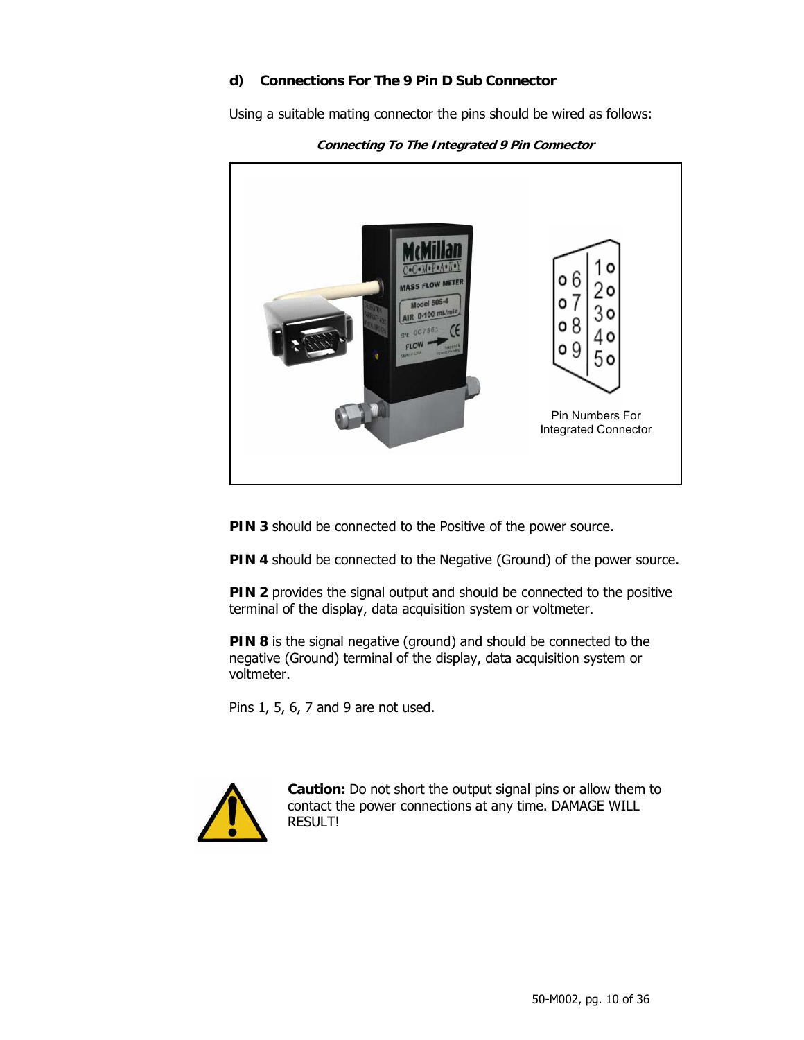### d) Connections For The 9 Pin D Sub Connector

Using a suitable mating connector the pins should be wired as follows:

***Connecting To The Integrated 9 Pin Connector***

Pin Numbers For Integrated Connector

**PIN 3** should be connected to the Positive of the power source.

**PIN 4** should be connected to the Negative (Ground) of the power source.

**PIN 2** provides the signal output and should be connected to the positive terminal of the display, data acquisition system or voltmeter.

**PIN 8** is the signal negative (ground) and should be connected to the negative (Ground) terminal of the display, data acquisition system or voltmeter.

Pins 1, 5, 6, 7 and 9 are not used.

**Caution:** Do not short the output signal pins or allow them to contact the power connections at any time. DAMAGE WILL RESULT!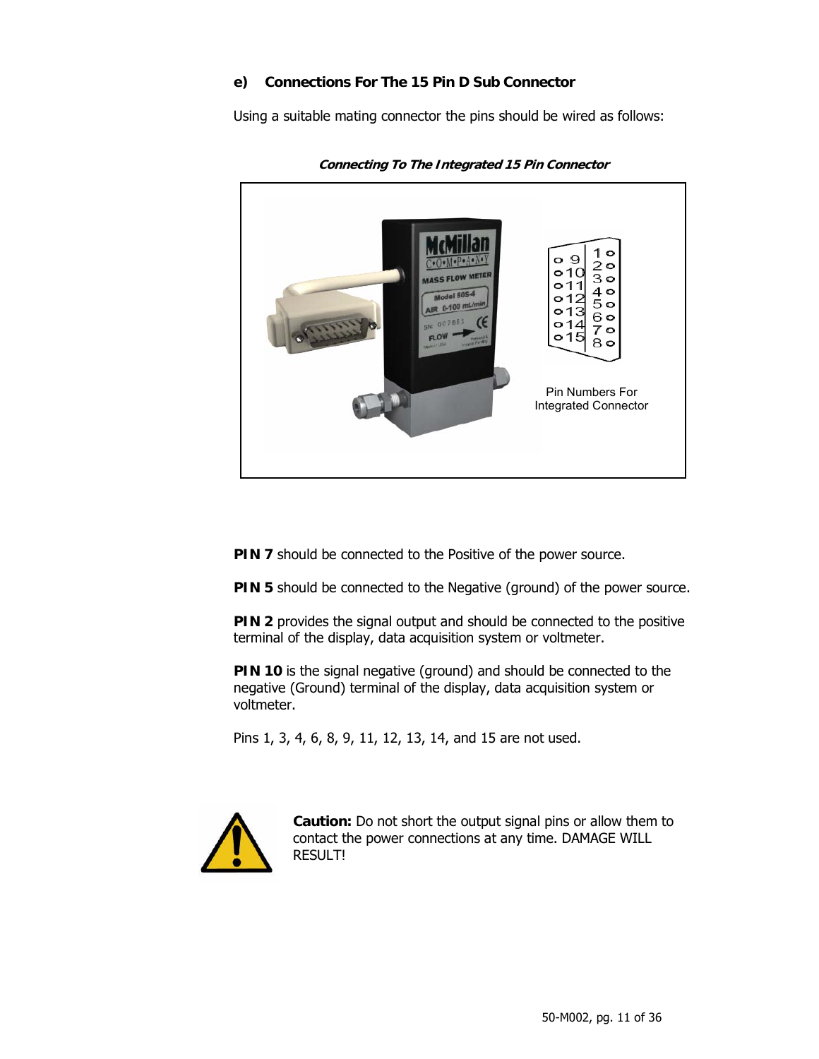### e) Connections For The 15 Pin D Sub Connector

Using a suitable mating connector the pins should be wired as follows:

***Connecting To The Integrated 15 Pin Connector***

Pin Numbers For Integrated Connector

**PIN 7** should be connected to the Positive of the power source.

**PIN 5** should be connected to the Negative (ground) of the power source.

**PIN 2** provides the signal output and should be connected to the positive terminal of the display, data acquisition system or voltmeter.

**PIN 10** is the signal negative (ground) and should be connected to the negative (Ground) terminal of the display, data acquisition system or voltmeter.

Pins 1, 3, 4, 6, 8, 9, 11, 12, 13, 14, and 15 are not used.

**Caution:** Do not short the output signal pins or allow them to contact the power connections at any time. DAMAGE WILL RESULT!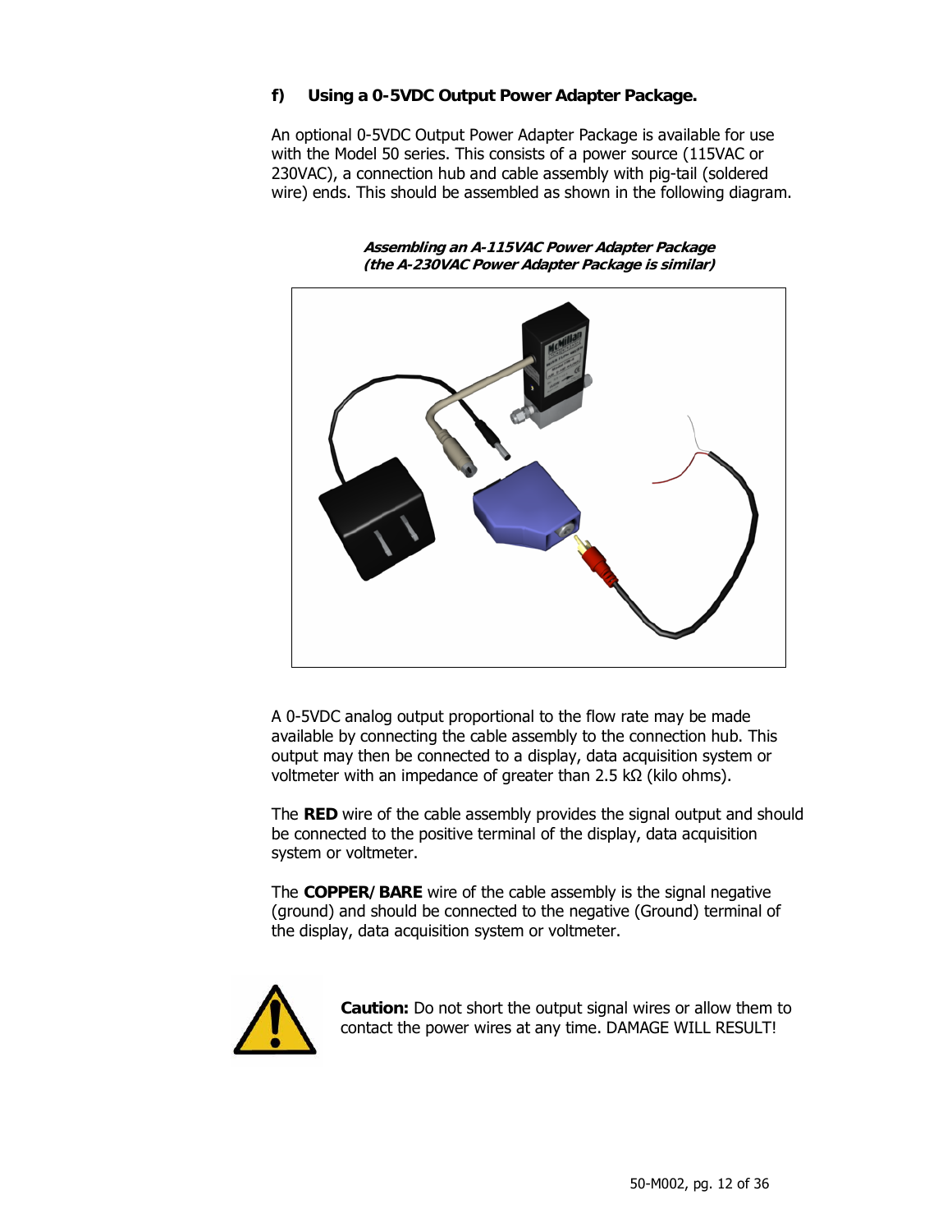### f) Using a 0-5VDC Output Power Adapter Package.

An optional 0-5VDC Output Power Adapter Package is available for use with the Model 50 series. This consists of a power source (115VAC or 230VAC), a connection hub and cable assembly with pig-tail (soldered wire) ends. This should be assembled as shown in the following diagram.

***Assembling an A-115VAC Power Adapter Package***
***(the A-230VAC Power Adapter Package is similar)***

A 0-5VDC analog output proportional to the flow rate may be made available by connecting the cable assembly to the connection hub. This output may then be connected to a display, data acquisition system or voltmeter with an impedance of greater than 2.5 kΩ (kilo ohms).

The **RED** wire of the cable assembly provides the signal output and should be connected to the positive terminal of the display, data acquisition system or voltmeter.

The **COPPER/BARE** wire of the cable assembly is the signal negative (ground) and should be connected to the negative (Ground) terminal of the display, data acquisition system or voltmeter.

**Caution:** Do not short the output signal wires or allow them to contact the power wires at any time. DAMAGE WILL RESULT!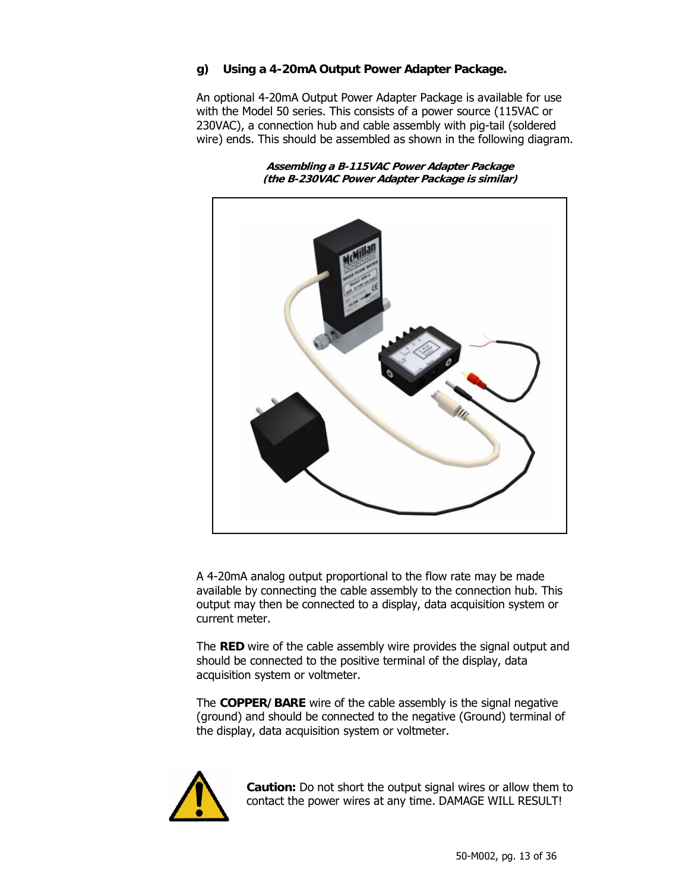### g) Using a 4-20mA Output Power Adapter Package.

An optional 4-20mA Output Power Adapter Package is available for use with the Model 50 series. This consists of a power source (115VAC or 230VAC), a connection hub and cable assembly with pig-tail (soldered wire) ends. This should be assembled as shown in the following diagram.

***Assembling a B-115VAC Power Adapter Package***
***(the B-230VAC Power Adapter Package is similar)***

A 4-20mA analog output proportional to the flow rate may be made available by connecting the cable assembly to the connection hub. This output may then be connected to a display, data acquisition system or current meter.

The **RED** wire of the cable assembly wire provides the signal output and should be connected to the positive terminal of the display, data acquisition system or voltmeter.

The **COPPER/BARE** wire of the cable assembly is the signal negative (ground) and should be connected to the negative (Ground) terminal of the display, data acquisition system or voltmeter.

**Caution:** Do not short the output signal wires or allow them to contact the power wires at any time. DAMAGE WILL RESULT!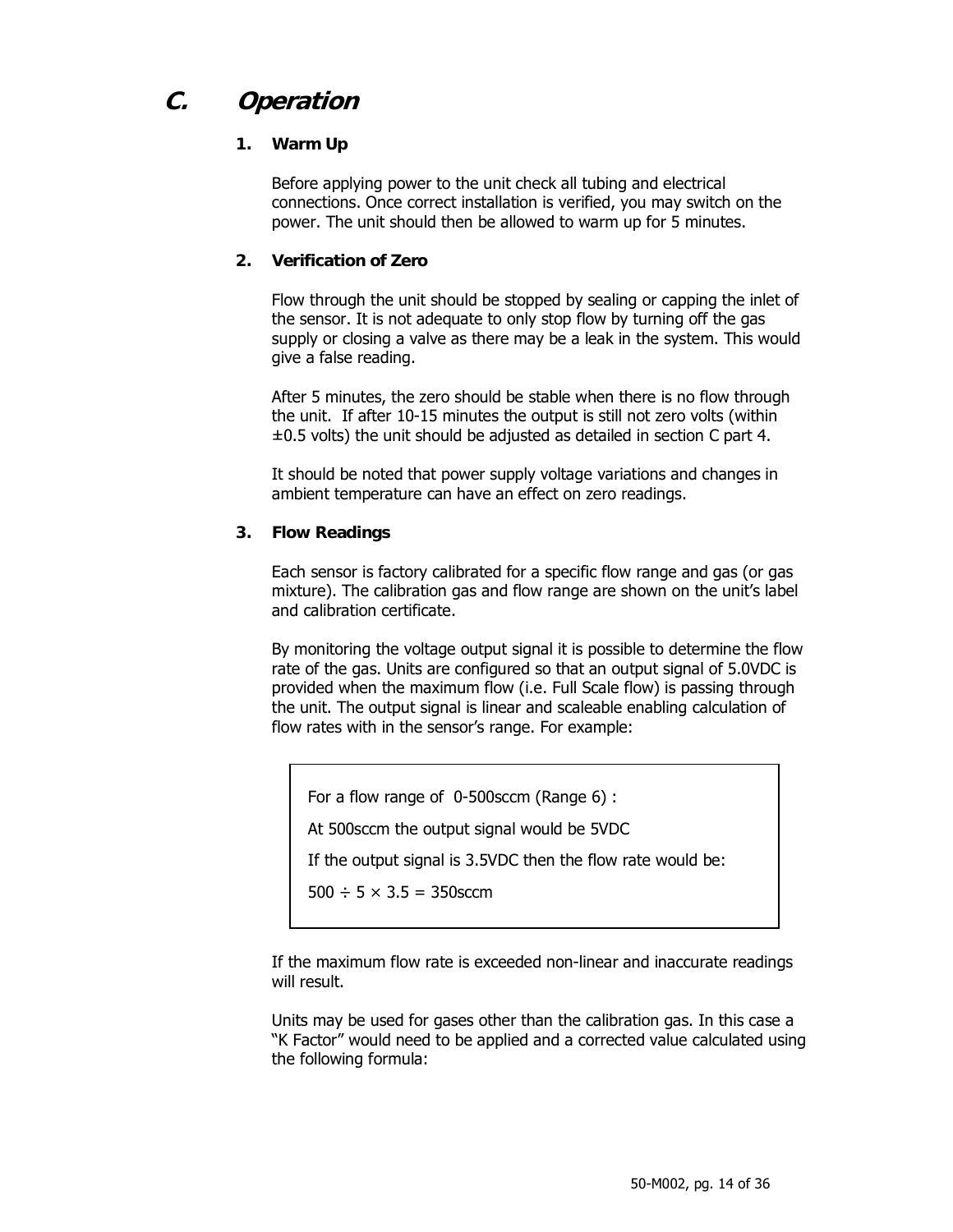# C. *Operation*

### 1. Warm Up

Before applying power to the unit check all tubing and electrical connections. Once correct installation is verified, you may switch on the power. The unit should then be allowed to warm up for 5 minutes.

### 2. Verification of Zero

Flow through the unit should be stopped by sealing or capping the inlet of the sensor. It is not adequate to only stop flow by turning off the gas supply or closing a valve as there may be a leak in the system. This would give a false reading.

After 5 minutes, the zero should be stable when there is no flow through the unit. If after 10-15 minutes the output is still not zero volts (within ±0.5 volts) the unit should be adjusted as detailed in section C part 4.

It should be noted that power supply voltage variations and changes in ambient temperature can have an effect on zero readings.

### 3. Flow Readings

Each sensor is factory calibrated for a specific flow range and gas (or gas mixture). The calibration gas and flow range are shown on the unit's label and calibration certificate.

By monitoring the voltage output signal it is possible to determine the flow rate of the gas. Units are configured so that an output signal of 5.0VDC is provided when the maximum flow (i.e. Full Scale flow) is passing through the unit. The output signal is linear and scaleable enabling calculation of flow rates with in the sensor's range. For example:

> For a flow range of 0-500sccm (Range 6) :
>
> At 500sccm the output signal would be 5VDC
>
> If the output signal is 3.5VDC then the flow rate would be:
>
> $500 \div 5 \times 3.5 = 350$sccm

If the maximum flow rate is exceeded non-linear and inaccurate readings will result.

Units may be used for gases other than the calibration gas. In this case a "K Factor" would need to be applied and a corrected value calculated using the following formula: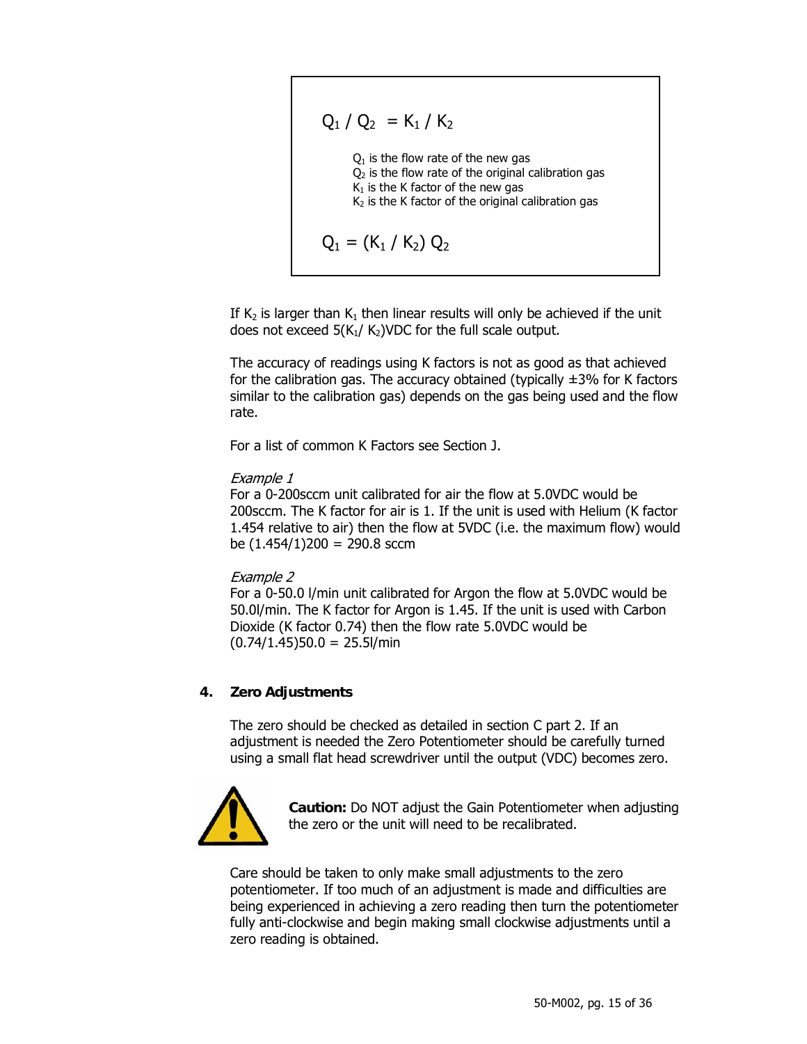$$Q_1 / Q_2 = K_1 / K_2$$

$Q_1$ is the flow rate of the new gas
$Q_2$ is the flow rate of the original calibration gas
$K_1$ is the K factor of the new gas
$K_2$ is the K factor of the original calibration gas

$$Q_1 = (K_1 / K_2)\, Q_2$$

If $K_2$ is larger than $K_1$ then linear results will only be achieved if the unit does not exceed $5(K_1/ K_2)$VDC for the full scale output.

The accuracy of readings using K factors is not as good as that achieved for the calibration gas. The accuracy obtained (typically ±3% for K factors similar to the calibration gas) depends on the gas being used and the flow rate.

For a list of common K Factors see Section J.

*Example 1*
For a 0-200sccm unit calibrated for air the flow at 5.0VDC would be 200sccm. The K factor for air is 1. If the unit is used with Helium (K factor 1.454 relative to air) then the flow at 5VDC (i.e. the maximum flow) would be $(1.454/1)200 = 290.8$ sccm

*Example 2*
For a 0-50.0 l/min unit calibrated for Argon the flow at 5.0VDC would be 50.0l/min. The K factor for Argon is 1.45. If the unit is used with Carbon Dioxide (K factor 0.74) then the flow rate 5.0VDC would be $(0.74/1.45)50.0 = 25.5$l/min

## 4. Zero Adjustments

The zero should be checked as detailed in section C part 2. If an adjustment is needed the Zero Potentiometer should be carefully turned using a small flat head screwdriver until the output (VDC) becomes zero.

**Caution:** Do NOT adjust the Gain Potentiometer when adjusting the zero or the unit will need to be recalibrated.

Care should be taken to only make small adjustments to the zero potentiometer. If too much of an adjustment is made and difficulties are being experienced in achieving a zero reading then turn the potentiometer fully anti-clockwise and begin making small clockwise adjustments until a zero reading is obtained.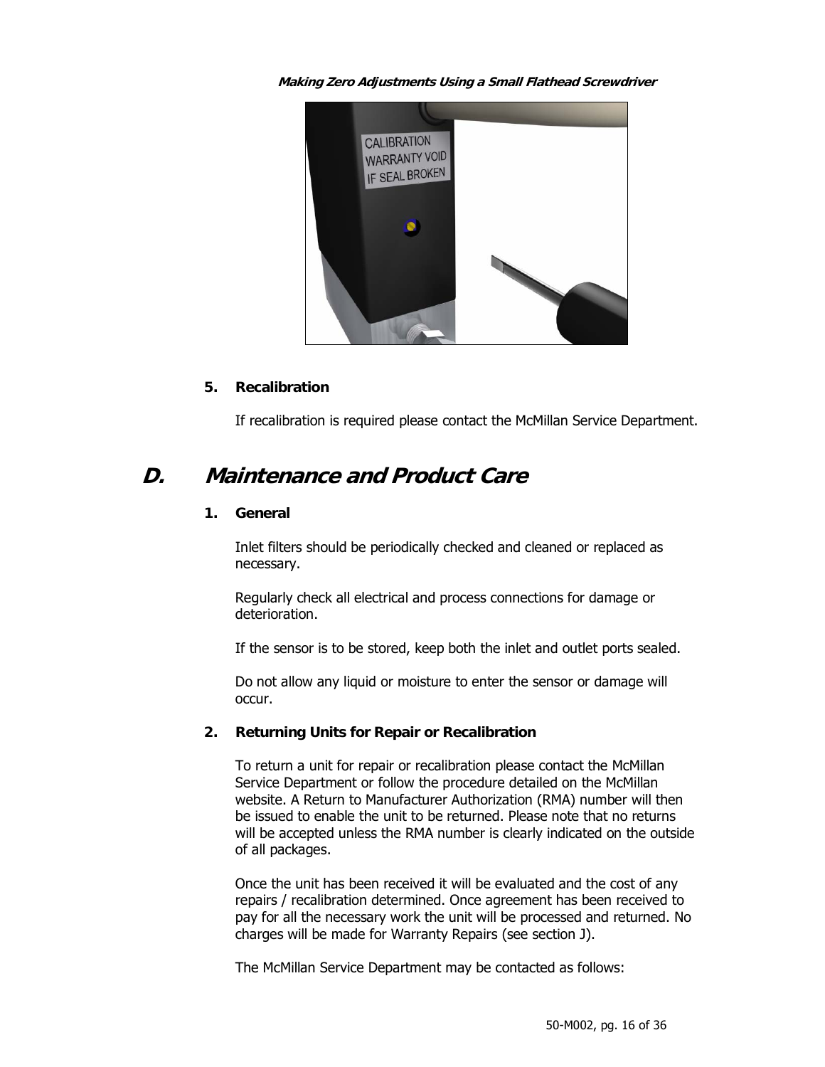*Making Zero Adjustments Using a Small Flathead Screwdriver*

### 5. Recalibration

If recalibration is required please contact the McMillan Service Department.

## D. Maintenance and Product Care

### 1. General

Inlet filters should be periodically checked and cleaned or replaced as necessary.

Regularly check all electrical and process connections for damage or deterioration.

If the sensor is to be stored, keep both the inlet and outlet ports sealed.

Do not allow any liquid or moisture to enter the sensor or damage will occur.

### 2. Returning Units for Repair or Recalibration

To return a unit for repair or recalibration please contact the McMillan Service Department or follow the procedure detailed on the McMillan website. A Return to Manufacturer Authorization (RMA) number will then be issued to enable the unit to be returned. Please note that no returns will be accepted unless the RMA number is clearly indicated on the outside of all packages.

Once the unit has been received it will be evaluated and the cost of any repairs / recalibration determined. Once agreement has been received to pay for all the necessary work the unit will be processed and returned. No charges will be made for Warranty Repairs (see section J).

The McMillan Service Department may be contacted as follows: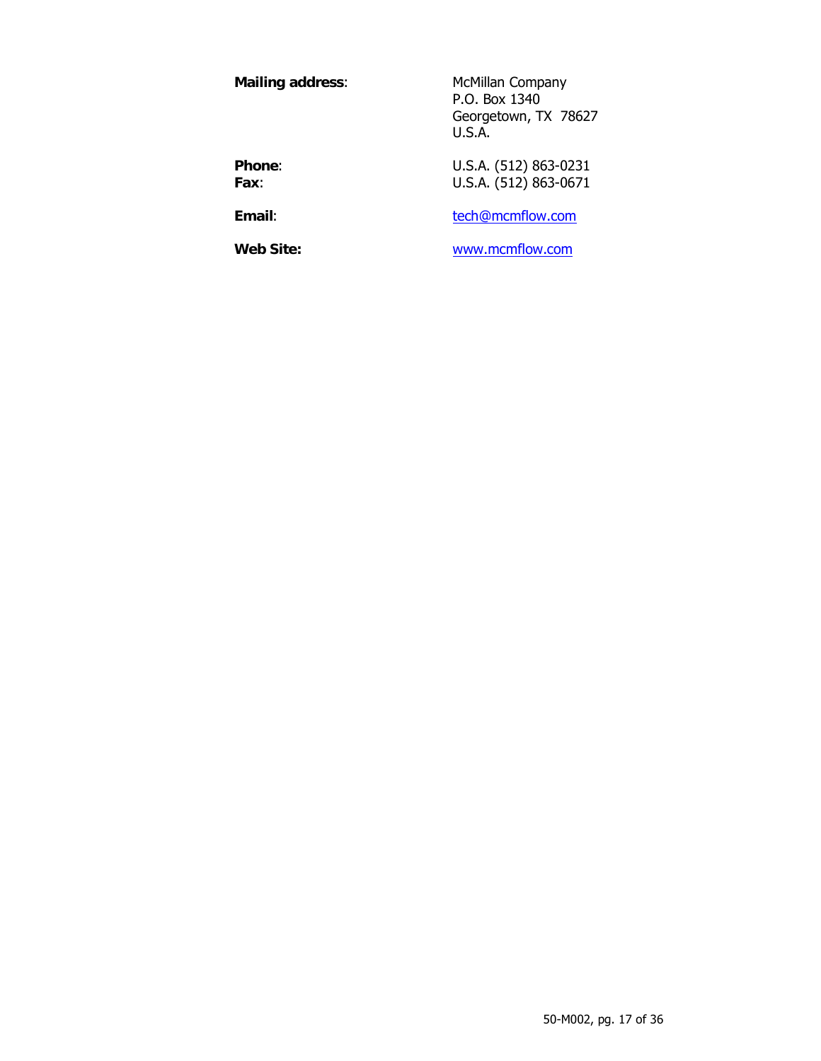**Mailing address**: McMillan Company
P.O. Box 1340
Georgetown, TX 78627
U.S.A.

**Phone**: U.S.A. (512) 863-0231
**Fax**: U.S.A. (512) 863-0671

**Email**: tech@mcmflow.com

**Web Site:** www.mcmflow.com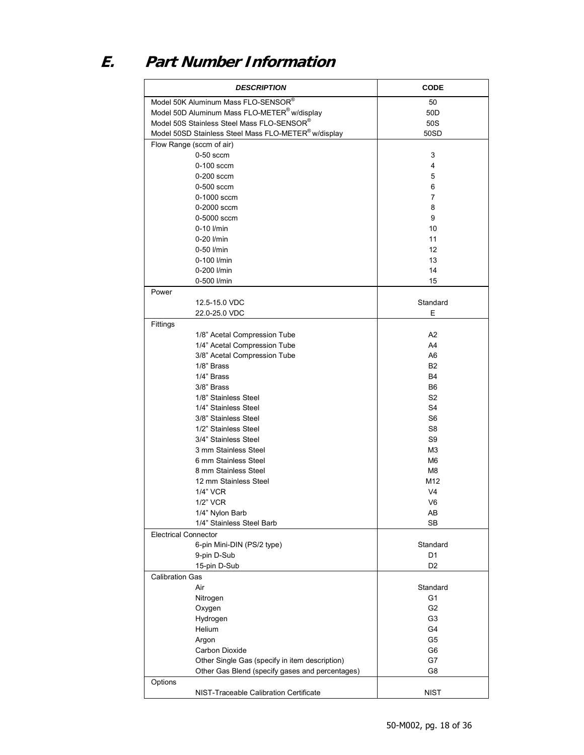# E. Part Number Information

| DESCRIPTION | CODE |
|---|---|
| Model 50K Aluminum Mass FLO-SENSOR® | 50 |
| Model 50D Aluminum Mass FLO-METER® w/display | 50D |
| Model 50S Stainless Steel Mass FLO-SENSOR® | 50S |
| Model 50SD Stainless Steel Mass FLO-METER® w/display | 50SD |
| Flow Range (sccm of air) | |
| 0-50 sccm | 3 |
| 0-100 sccm | 4 |
| 0-200 sccm | 5 |
| 0-500 sccm | 6 |
| 0-1000 sccm | 7 |
| 0-2000 sccm | 8 |
| 0-5000 sccm | 9 |
| 0-10 l/min | 10 |
| 0-20 l/min | 11 |
| 0-50 l/min | 12 |
| 0-100 l/min | 13 |
| 0-200 l/min | 14 |
| 0-500 l/min | 15 |
| Power | |
| 12.5-15.0 VDC | Standard |
| 22.0-25.0 VDC | E |
| Fittings | |
| 1/8" Acetal Compression Tube | A2 |
| 1/4" Acetal Compression Tube | A4 |
| 3/8" Acetal Compression Tube | A6 |
| 1/8" Brass | B2 |
| 1/4" Brass | B4 |
| 3/8" Brass | B6 |
| 1/8" Stainless Steel | S2 |
| 1/4" Stainless Steel | S4 |
| 3/8" Stainless Steel | S6 |
| 1/2" Stainless Steel | S8 |
| 3/4" Stainless Steel | S9 |
| 3 mm Stainless Steel | M3 |
| 6 mm Stainless Steel | M6 |
| 8 mm Stainless Steel | M8 |
| 12 mm Stainless Steel | M12 |
| 1/4" VCR | V4 |
| 1/2" VCR | V6 |
| 1/4" Nylon Barb | AB |
| 1/4" Stainless Steel Barb | SB |
| Electrical Connector | |
| 6-pin Mini-DIN (PS/2 type) | Standard |
| 9-pin D-Sub | D1 |
| 15-pin D-Sub | D2 |
| Calibration Gas | |
| Air | Standard |
| Nitrogen | G1 |
| Oxygen | G2 |
| Hydrogen | G3 |
| Helium | G4 |
| Argon | G5 |
| Carbon Dioxide | G6 |
| Other Single Gas (specify in item description) | G7 |
| Other Gas Blend (specify gases and percentages) | G8 |
| Options | |
| NIST-Traceable Calibration Certificate | NIST |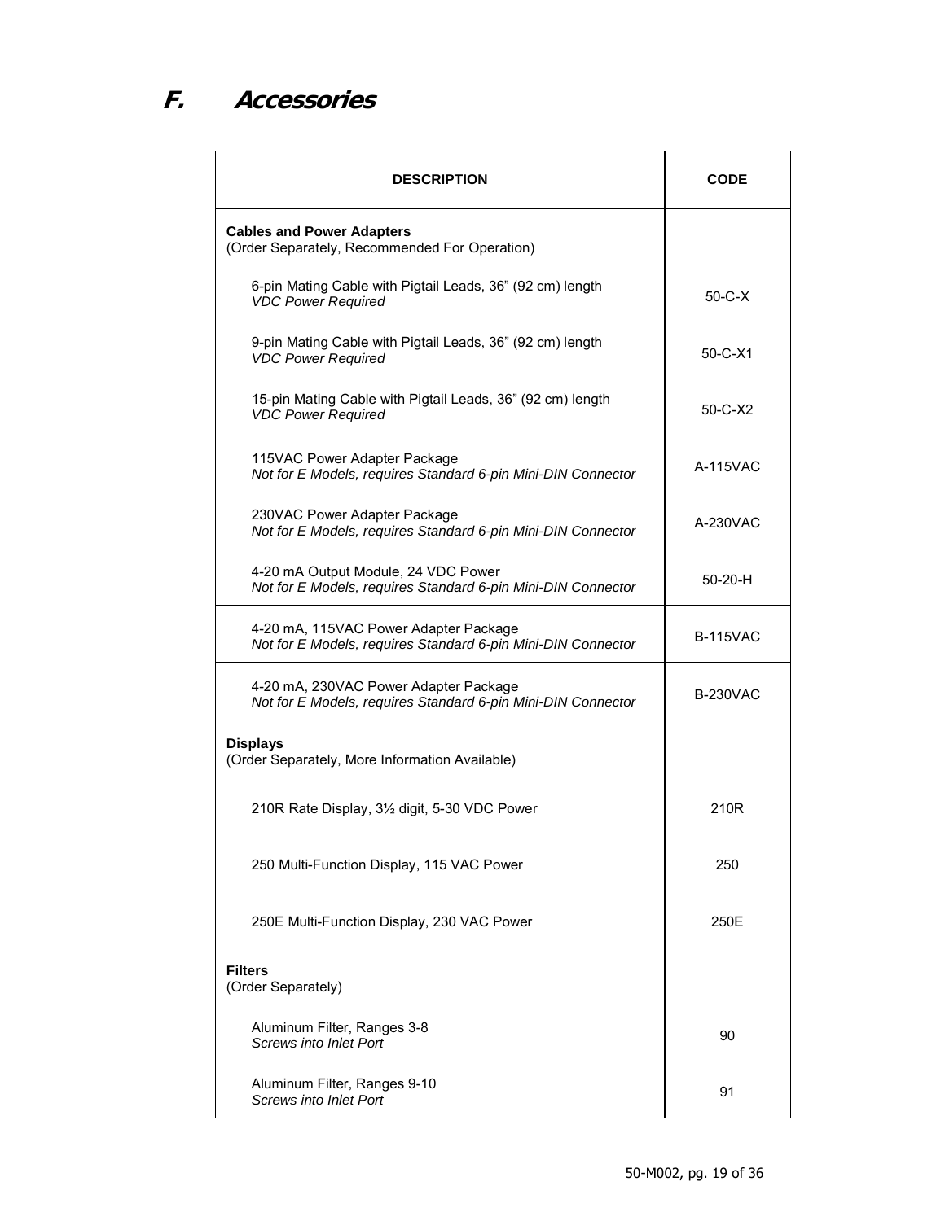# F. Accessories

| DESCRIPTION | CODE |
| --- | --- |
| **Cables and Power Adapters**<br>(Order Separately, Recommended For Operation) | |
| 6-pin Mating Cable with Pigtail Leads, 36” (92 cm) length<br>*VDC Power Required* | 50-C-X |
| 9-pin Mating Cable with Pigtail Leads, 36” (92 cm) length<br>*VDC Power Required* | 50-C-X1 |
| 15-pin Mating Cable with Pigtail Leads, 36” (92 cm) length<br>*VDC Power Required* | 50-C-X2 |
| 115VAC Power Adapter Package<br>*Not for E Models, requires Standard 6-pin Mini-DIN Connector* | A-115VAC |
| 230VAC Power Adapter Package<br>*Not for E Models, requires Standard 6-pin Mini-DIN Connector* | A-230VAC |
| 4-20 mA Output Module, 24 VDC Power<br>*Not for E Models, requires Standard 6-pin Mini-DIN Connector* | 50-20-H |
| 4-20 mA, 115VAC Power Adapter Package<br>*Not for E Models, requires Standard 6-pin Mini-DIN Connector* | B-115VAC |
| 4-20 mA, 230VAC Power Adapter Package<br>*Not for E Models, requires Standard 6-pin Mini-DIN Connector* | B-230VAC |
| **Displays**<br>(Order Separately, More Information Available) | |
| 210R Rate Display, 3½ digit, 5-30 VDC Power | 210R |
| 250 Multi-Function Display, 115 VAC Power | 250 |
| 250E Multi-Function Display, 230 VAC Power | 250E |
| **Filters**<br>(Order Separately) | |
| Aluminum Filter, Ranges 3-8<br>*Screws into Inlet Port* | 90 |
| Aluminum Filter, Ranges 9-10<br>*Screws into Inlet Port* | 91 |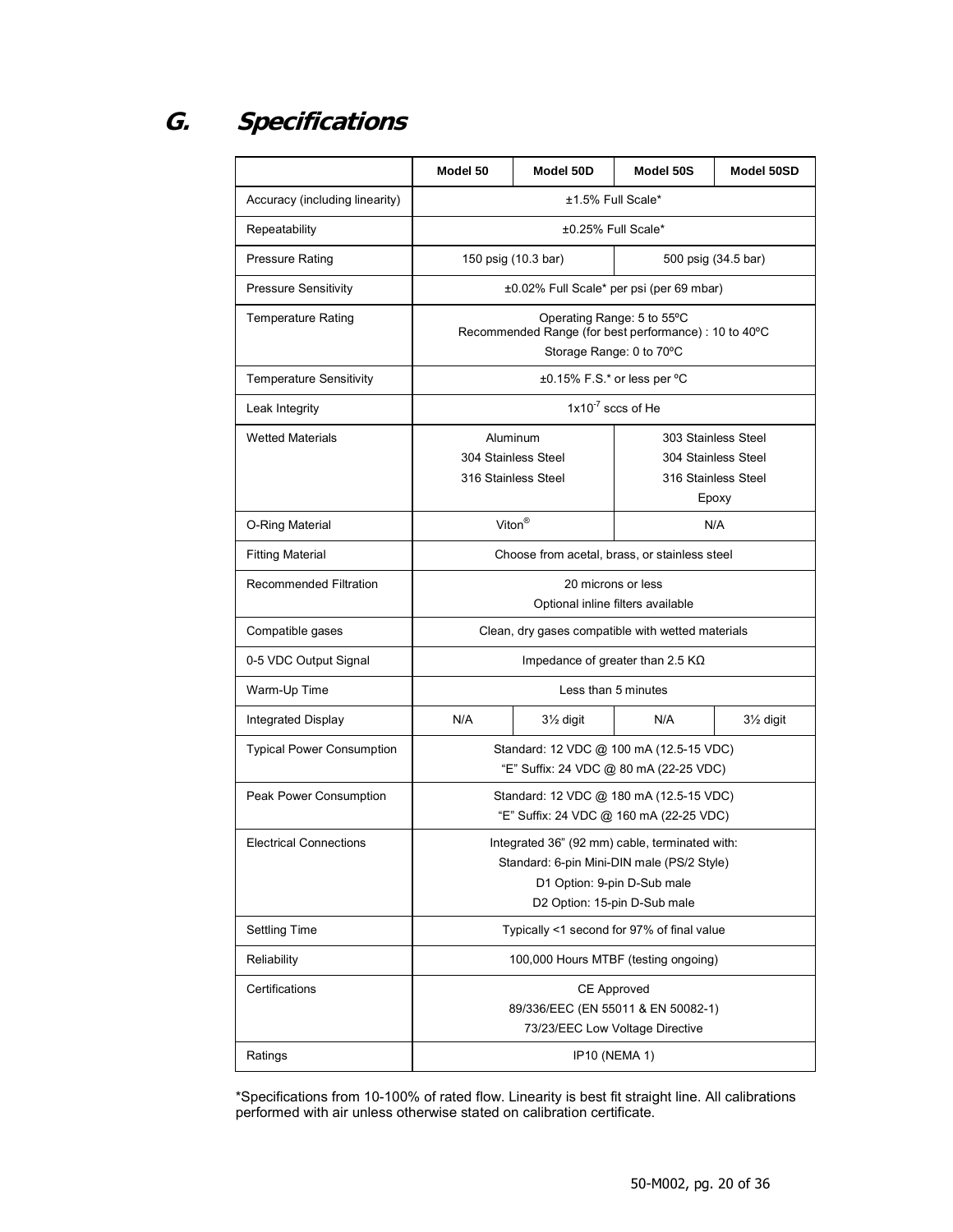## G. Specifications

| | Model 50 | Model 50D | Model 50S | Model 50SD |
|---|---|---|---|---|
| Accuracy (including linearity) | ±1.5% Full Scale* | | | |
| Repeatability | ±0.25% Full Scale* | | | |
| Pressure Rating | 150 psig (10.3 bar) | | 500 psig (34.5 bar) | |
| Pressure Sensitivity | ±0.02% Full Scale* per psi (per 69 mbar) | | | |
| Temperature Rating | Operating Range: 5 to 55ºC<br>Recommended Range (for best performance) : 10 to 40ºC<br>Storage Range: 0 to 70ºC | | | |
| Temperature Sensitivity | ±0.15% F.S.* or less per ºC | | | |
| Leak Integrity | $1x10^{-7}$ sccs of He | | | |
| Wetted Materials | Aluminum<br>304 Stainless Steel<br>316 Stainless Steel | | 303 Stainless Steel<br>304 Stainless Steel<br>316 Stainless Steel<br>Epoxy | |
| O-Ring Material | Viton® | | N/A | |
| Fitting Material | Choose from acetal, brass, or stainless steel | | | |
| Recommended Filtration | 20 microns or less<br>Optional inline filters available | | | |
| Compatible gases | Clean, dry gases compatible with wetted materials | | | |
| 0-5 VDC Output Signal | Impedance of greater than 2.5 KΩ | | | |
| Warm-Up Time | Less than 5 minutes | | | |
| Integrated Display | N/A | 3½ digit | N/A | 3½ digit |
| Typical Power Consumption | Standard: 12 VDC @ 100 mA (12.5-15 VDC)<br>"E" Suffix: 24 VDC @ 80 mA (22-25 VDC) | | | |
| Peak Power Consumption | Standard: 12 VDC @ 180 mA (12.5-15 VDC)<br>"E" Suffix: 24 VDC @ 160 mA (22-25 VDC) | | | |
| Electrical Connections | Integrated 36" (92 mm) cable, terminated with:<br>Standard: 6-pin Mini-DIN male (PS/2 Style)<br>D1 Option: 9-pin D-Sub male<br>D2 Option: 15-pin D-Sub male | | | |
| Settling Time | Typically <1 second for 97% of final value | | | |
| Reliability | 100,000 Hours MTBF (testing ongoing) | | | |
| Certifications | CE Approved<br>89/336/EEC (EN 55011 & EN 50082-1)<br>73/23/EEC Low Voltage Directive | | | |
| Ratings | IP10 (NEMA 1) | | | |

*Specifications from 10-100% of rated flow. Linearity is best fit straight line. All calibrations performed with air unless otherwise stated on calibration certificate.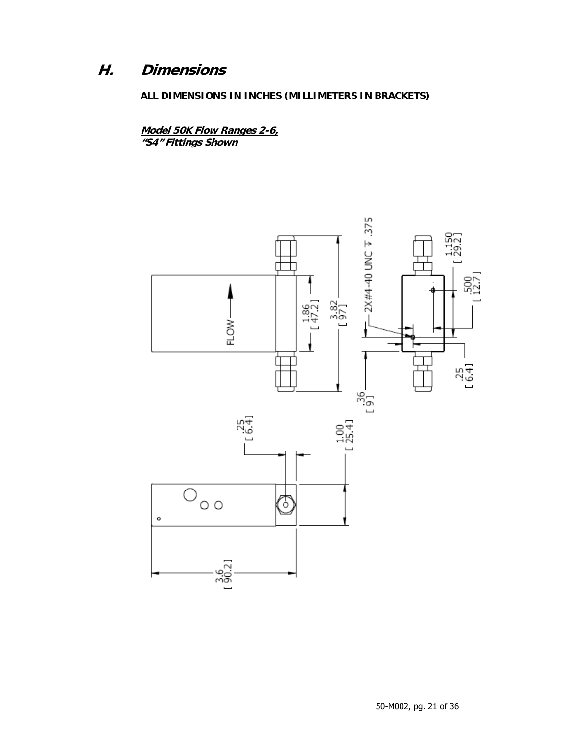## H. Dimensions

**ALL DIMENSIONS IN INCHES (MILLIMETERS IN BRACKETS)**

***Model 50K Flow Ranges 2-6,***
***"S4" Fittings Shown***

FLOW

1.86 [ 47.2 ]

3.82 [ 97 ]

2X #4-40 UNC ⊽ .375

1.150 [ 29.2 ]

.500 [ 12.7 ]

.36 [ 9 ]

.25 [ 6.4 ]

.25 [ 6.4 ]

1.00 [ 25.4 ]

3.6 [ 90.2 ]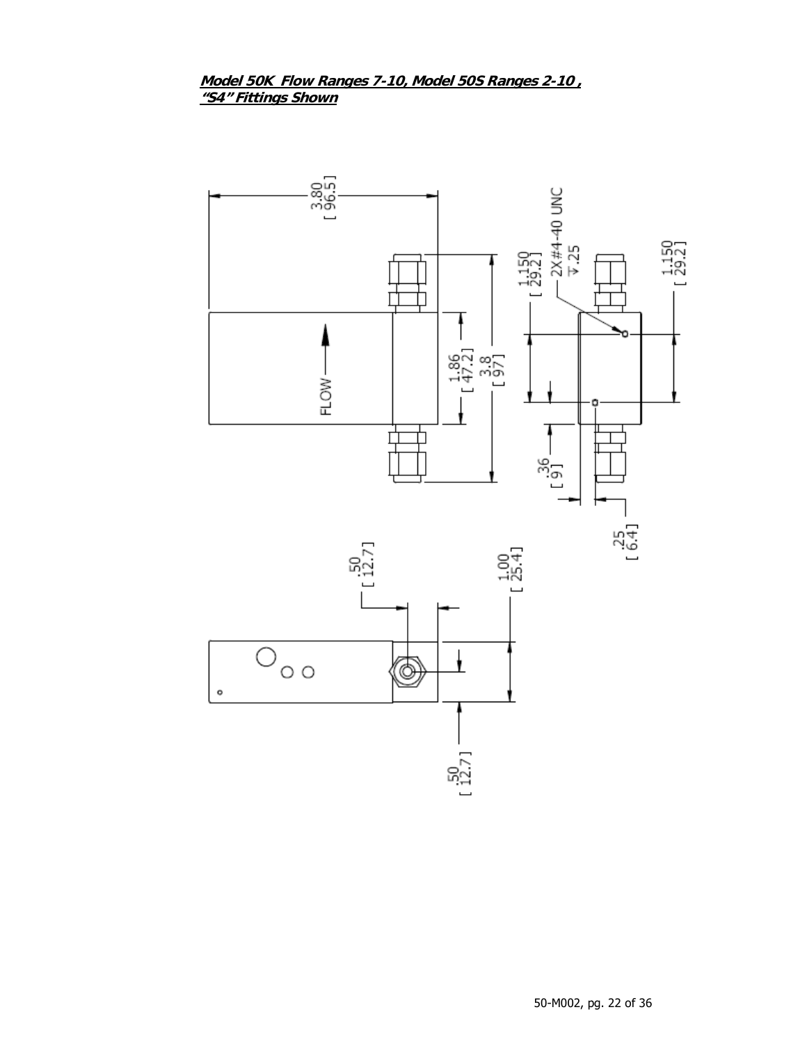**_Model 50K  Flow Ranges 7-10, Model 50S Ranges 2-10 , "S4" Fittings Shown_**

3.80
[ 96.5]

FLOW

1.86
[ 47.2]

3.8
[ 97]

1.150
[ 29.2]

2X #4-40 UNC
↧.25

1.150
[ 29.2]

.36
[ 9]

.25
[ 6.4]

.50
[ 12.7]

1.00
[ 25.4]

.50
[ 12.7]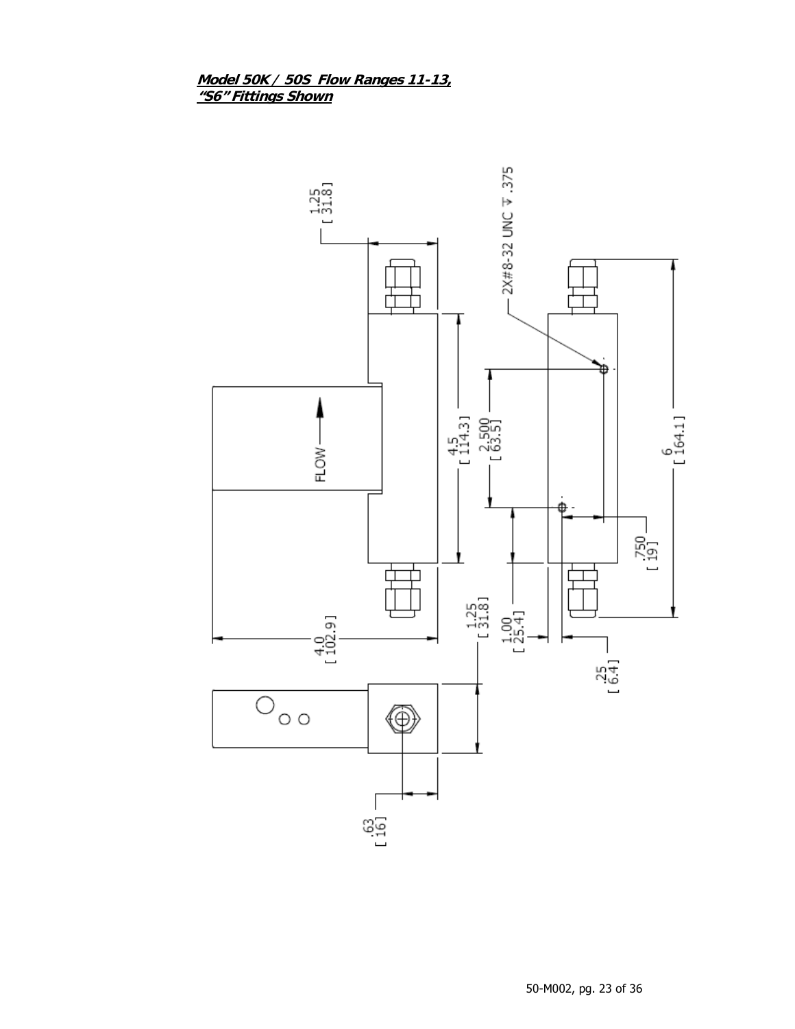**_Model 50K / 50S Flow Ranges 11-13, "S6" Fittings Shown_**

1.25
[ 31.8]

2X#8-32 UNC ⊽ .375

FLOW

4.5
[ 114.3]

2.500
[ 63.5]

6
[ 164.1]

.750
[ 19]

4.0
[ 102.9]

1.25
[ 31.8]

1.00
[ 25.4]

.25
[ 6.4]

.63
[ 16]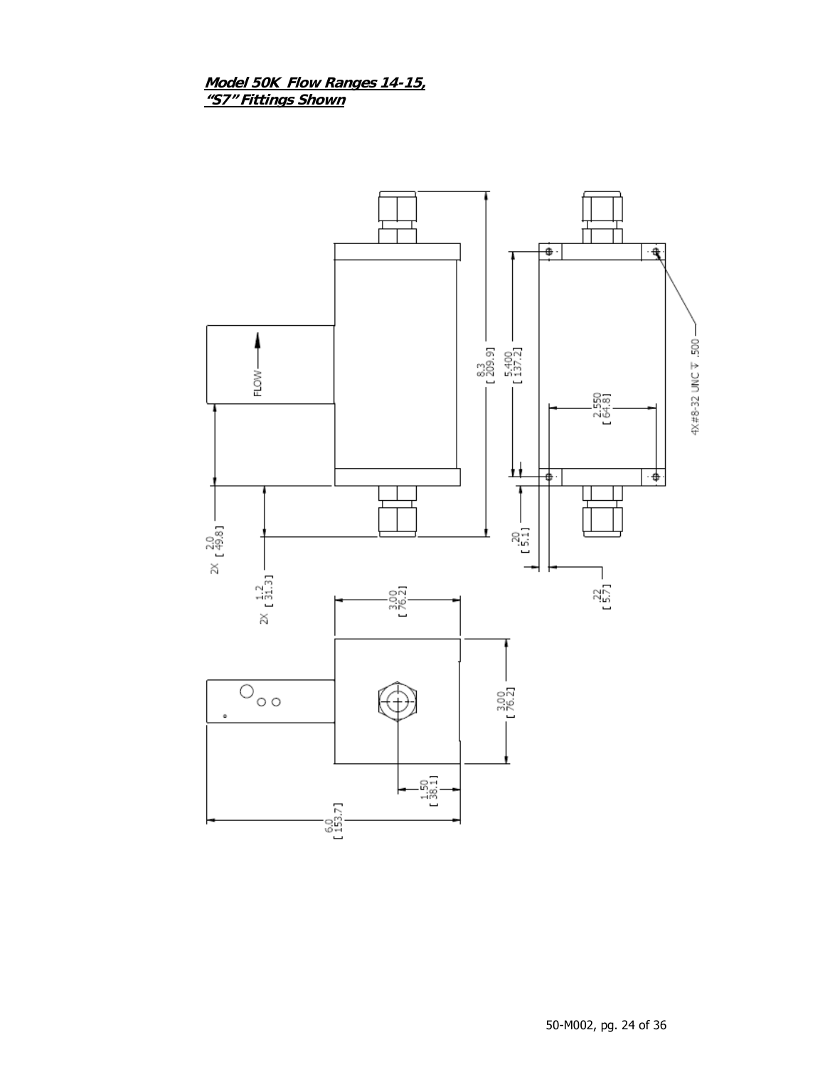**Model 50K Flow Ranges 14-15,**
**"S7" Fittings Shown**

FLOW

8.3 [ 209.9]

5.400 [ 137.2]

2.550 [ 64.8]

4X #8-32 UNC ⊤ .500

2X 2.0 [ 49.8]

2X 1.2 [ 31.3]

.20 [ 5.1]

.22 [ 5.7]

3.00 [ 76.2]

3.00 [ 76.2]

1.50 [ 38.1]

6.0 [ 153.7]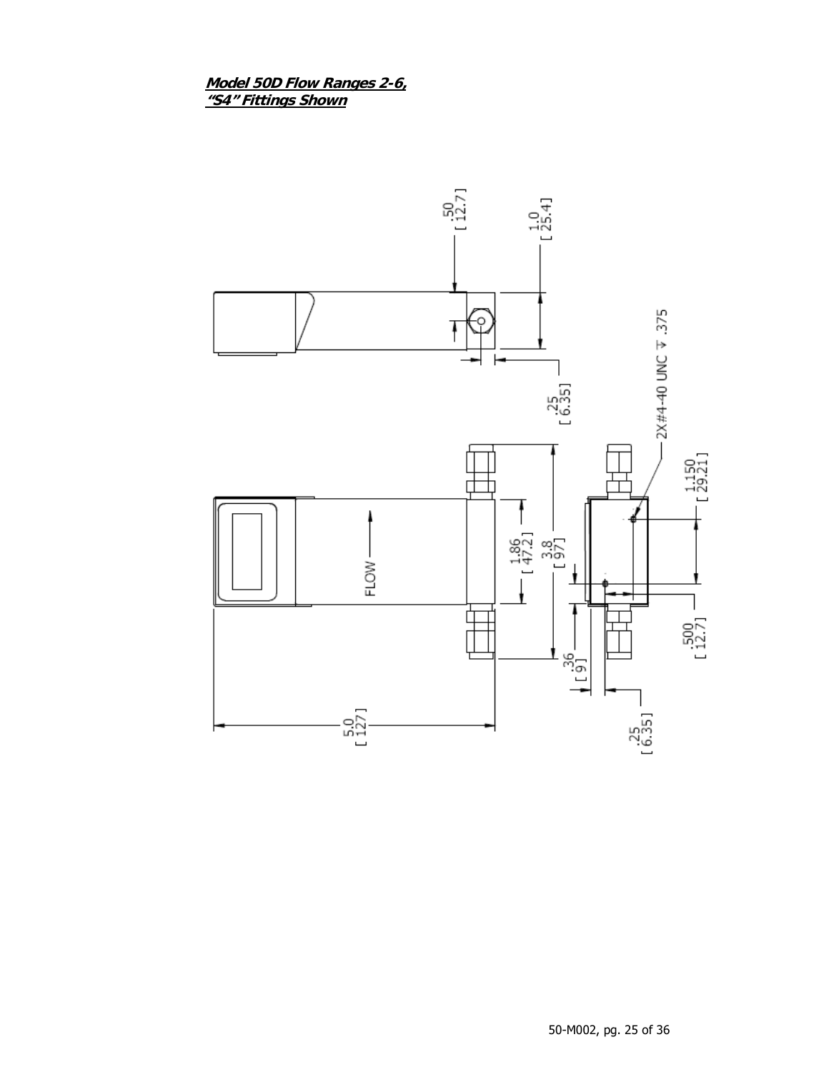***Model 50D Flow Ranges 2-6,***
***"S4" Fittings Shown***

.50 [ 12.7 ]

1.0 [ 25.4 ]

.25 [ 6.35 ]

2X#4-40 UNC ⊤ .375

FLOW

1.86 [ 47.2 ]

3.8 [ 97 ]

1.150 [ 29.21 ]

.36 [ 9 ]

.500 [ 12.7 ]

5.0 [ 127 ]

.25 [ 6.35 ]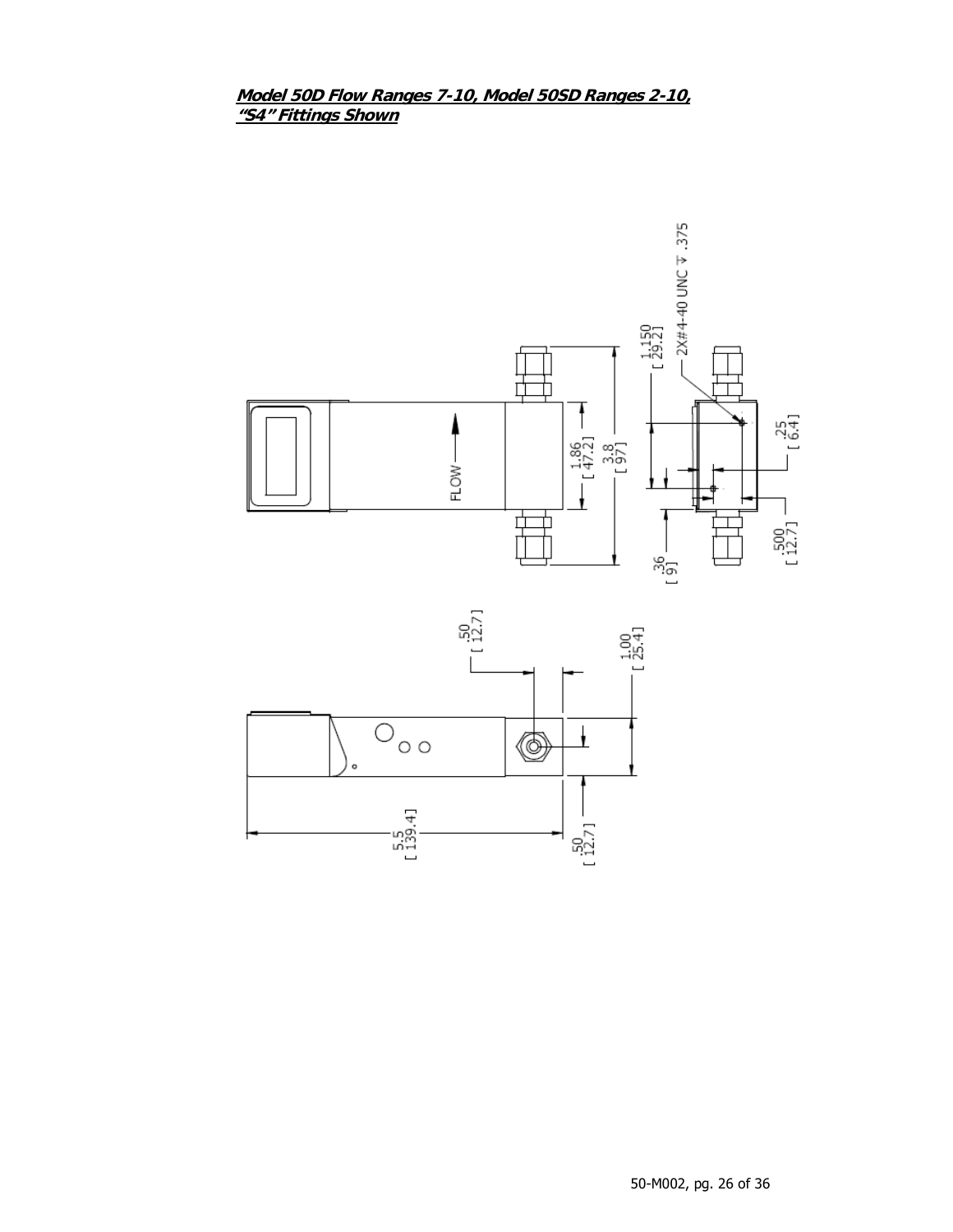***Model 50D Flow Ranges 7-10, Model 50SD Ranges 2-10, "S4" Fittings Shown***

FLOW

1.86
[ 47.2 ]

3.8
[ 97 ]

1.150
[ 29.2 ]

2X#4-40 UNC ↧ .375

.25
[ 6.4 ]

.36
[ 9 ]

.500
[ 12.7 ]

.50
[ 12.7 ]

1.00
[ 25.4 ]

5.5
[ 139.4 ]

.50
[ 12.7 ]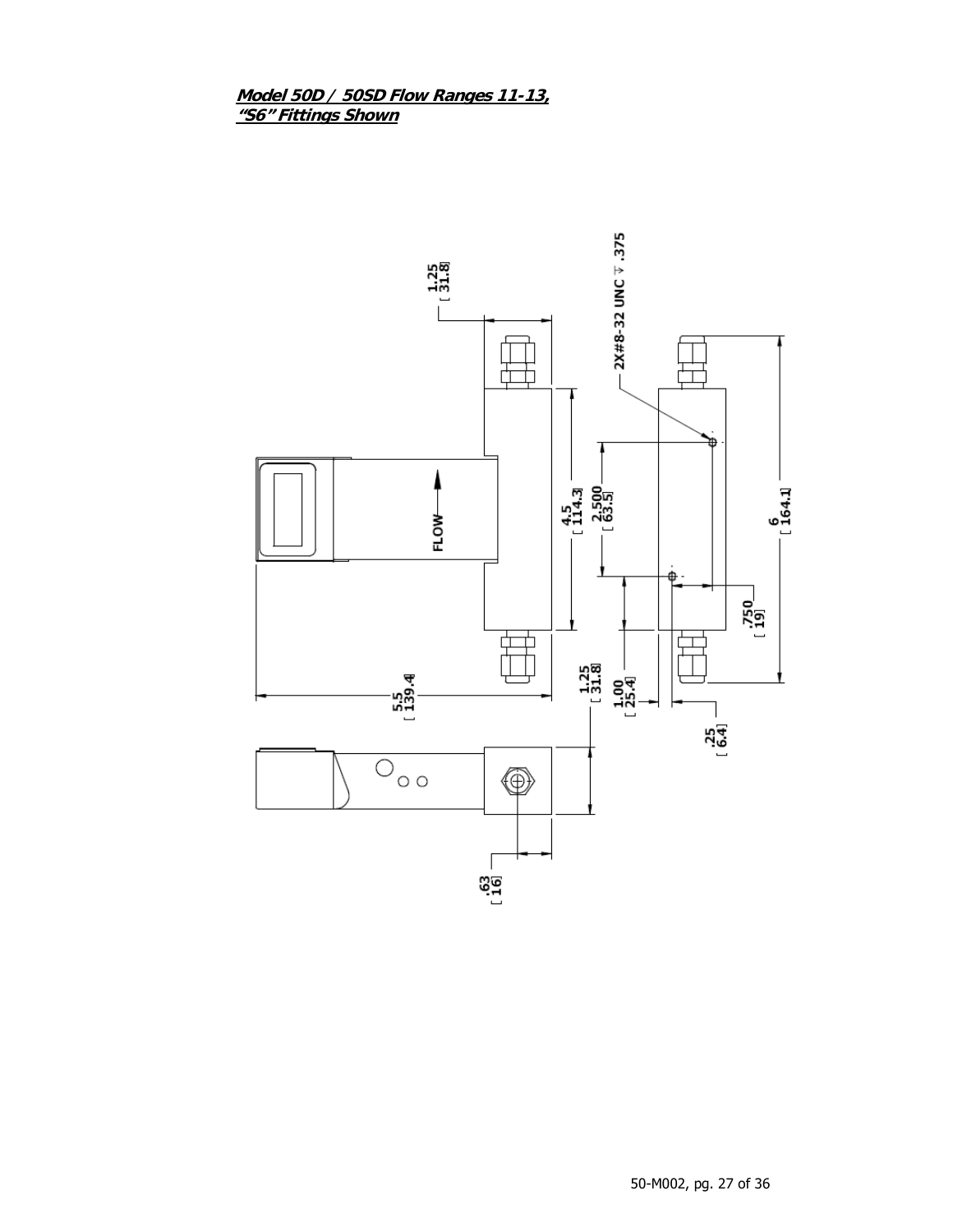**_Model 50D / 50SD Flow Ranges 11-13,_**
**_"S6" Fittings Shown_**

1.25 [31.8]

2X#8-32 UNC ⊽ .375

FLOW

4.5 [114.3]

2.500 [63.5]

6 [164.1]

.750 [19]

5.5 [139.4]

1.25 [31.8]

1.00 [25.4]

.25 [6.4]

.63 [16]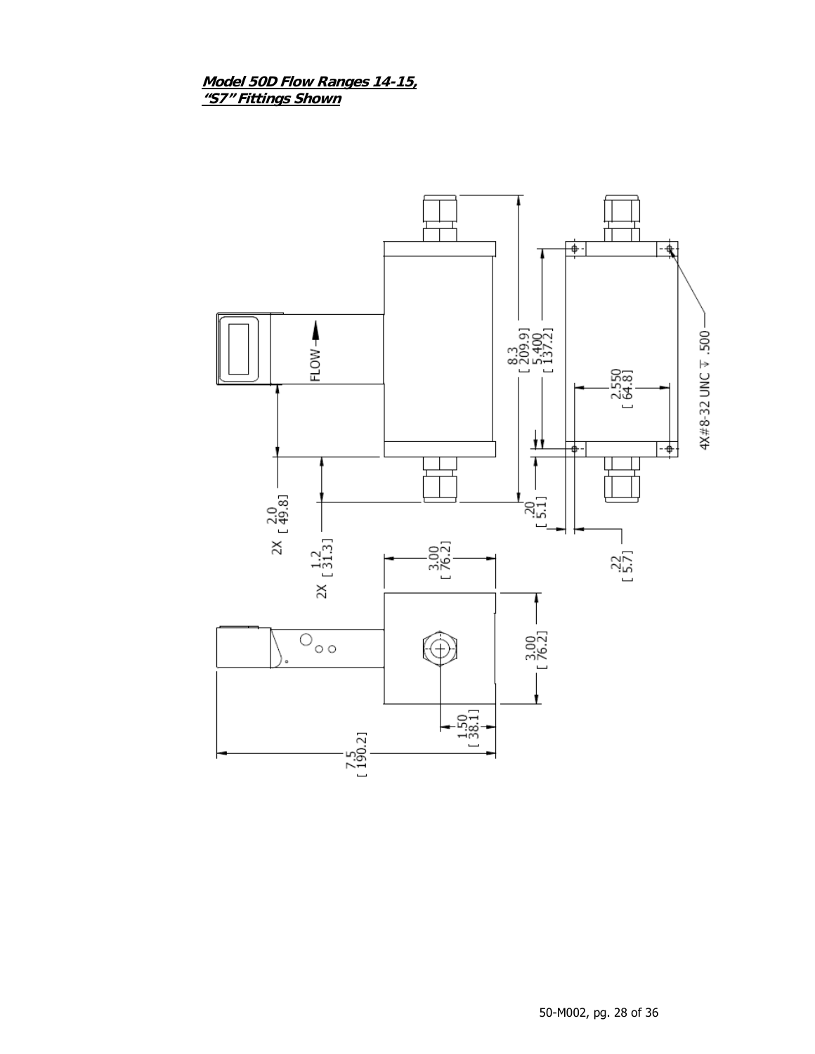***Model 50D Flow Ranges 14-15,***
***"S7" Fittings Shown***

FLOW

8.3
[ 209.9]

5.400
[ 137.2]

2.550
[ 64.8]

4X#8-32 UNC ⊽ .500

2X 2.0
[ 49.8]

2X 1.2
[ 31.3]

.20
[ 5.1]

.22
[ 5.7]

3.00
[ 76.2]

3.00
[ 76.2]

1.50
[ 38.1]

7.5
[ 190.2]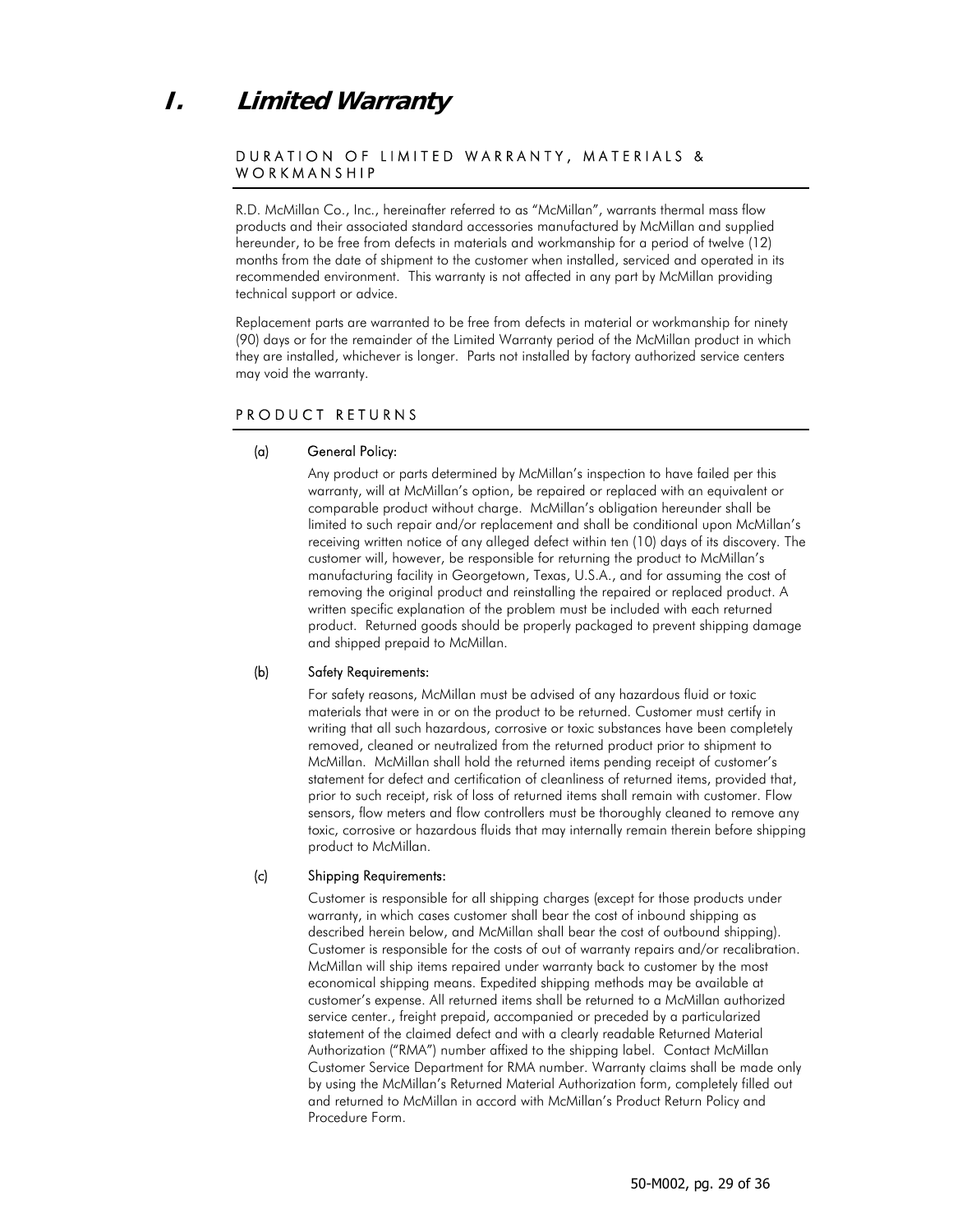# *I. Limited Warranty*

## DURATION OF LIMITED WARRANTY, MATERIALS & WORKMANSHIP

R.D. McMillan Co., Inc., hereinafter referred to as "McMillan", warrants thermal mass flow products and their associated standard accessories manufactured by McMillan and supplied hereunder, to be free from defects in materials and workmanship for a period of twelve (12) months from the date of shipment to the customer when installed, serviced and operated in its recommended environment. This warranty is not affected in any part by McMillan providing technical support or advice.

Replacement parts are warranted to be free from defects in material or workmanship for ninety (90) days or for the remainder of the Limited Warranty period of the McMillan product in which they are installed, whichever is longer. Parts not installed by factory authorized service centers may void the warranty.

## PRODUCT RETURNS

**(a) General Policy:**

Any product or parts determined by McMillan's inspection to have failed per this warranty, will at McMillan's option, be repaired or replaced with an equivalent or comparable product without charge. McMillan's obligation hereunder shall be limited to such repair and/or replacement and shall be conditional upon McMillan's receiving written notice of any alleged defect within ten (10) days of its discovery. The customer will, however, be responsible for returning the product to McMillan's manufacturing facility in Georgetown, Texas, U.S.A., and for assuming the cost of removing the original product and reinstalling the repaired or replaced product. A written specific explanation of the problem must be included with each returned product. Returned goods should be properly packaged to prevent shipping damage and shipped prepaid to McMillan.

**(b) Safety Requirements:**

For safety reasons, McMillan must be advised of any hazardous fluid or toxic materials that were in or on the product to be returned. Customer must certify in writing that all such hazardous, corrosive or toxic substances have been completely removed, cleaned or neutralized from the returned product prior to shipment to McMillan. McMillan shall hold the returned items pending receipt of customer's statement for defect and certification of cleanliness of returned items, provided that, prior to such receipt, risk of loss of returned items shall remain with customer. Flow sensors, flow meters and flow controllers must be thoroughly cleaned to remove any toxic, corrosive or hazardous fluids that may internally remain therein before shipping product to McMillan.

**(c) Shipping Requirements:**

Customer is responsible for all shipping charges (except for those products under warranty, in which cases customer shall bear the cost of inbound shipping as described herein below, and McMillan shall bear the cost of outbound shipping). Customer is responsible for the costs of out of warranty repairs and/or recalibration. McMillan will ship items repaired under warranty back to customer by the most economical shipping means. Expedited shipping methods may be available at customer's expense. All returned items shall be returned to a McMillan authorized service center., freight prepaid, accompanied or preceded by a particularized statement of the claimed defect and with a clearly readable Returned Material Authorization ("RMA") number affixed to the shipping label. Contact McMillan Customer Service Department for RMA number. Warranty claims shall be made only by using the McMillan's Returned Material Authorization form, completely filled out and returned to McMillan in accord with McMillan's Product Return Policy and Procedure Form.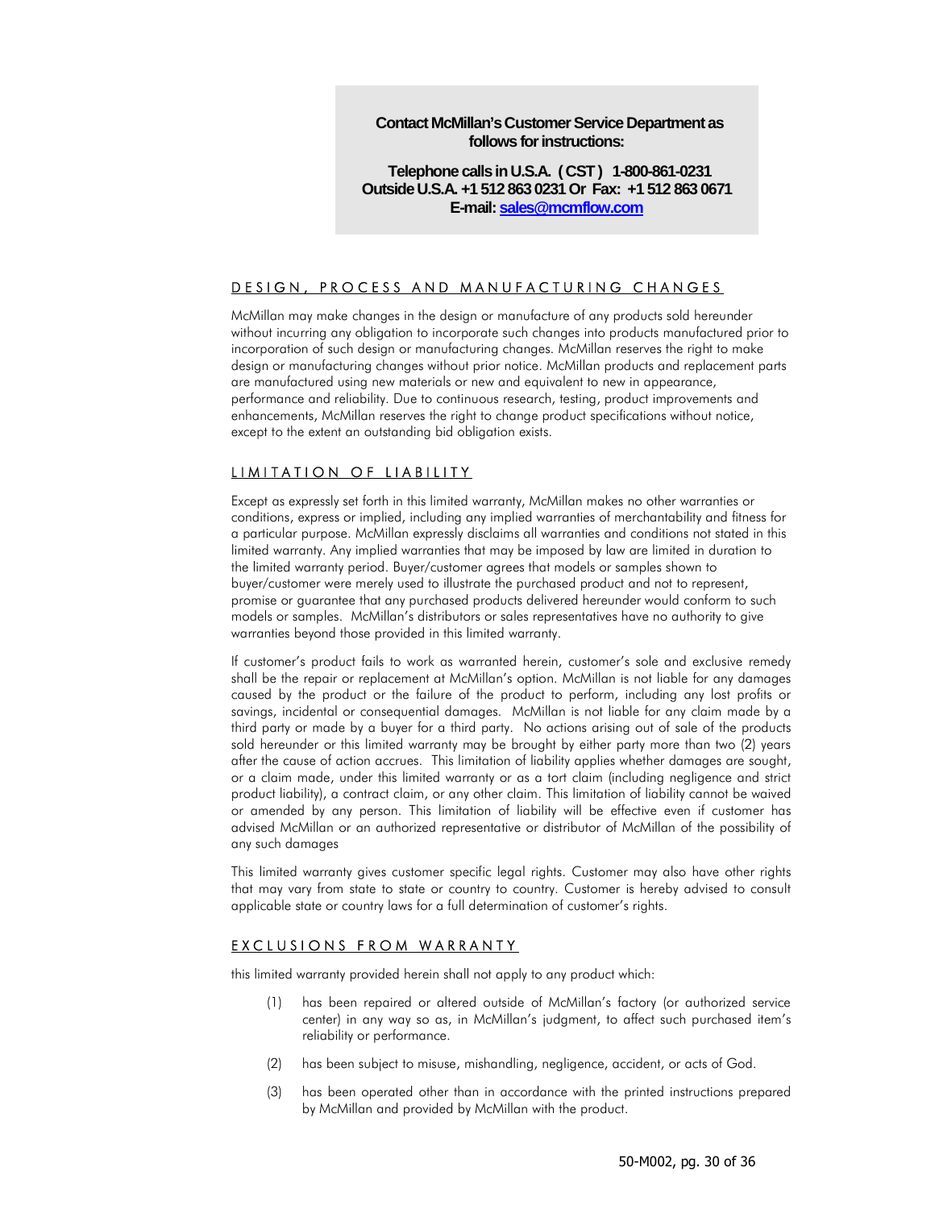**Contact McMillan's Customer Service Department as follows for instructions:**

**Telephone calls in U.S.A. ( CST ) 1-800-861-0231**
**Outside U.S.A. +1 512 863 0231 Or Fax: +1 512 863 0671**
**E-mail: sales@mcmflow.com**

## DESIGN, PROCESS AND MANUFACTURING CHANGES

McMillan may make changes in the design or manufacture of any products sold hereunder without incurring any obligation to incorporate such changes into products manufactured prior to incorporation of such design or manufacturing changes. McMillan reserves the right to make design or manufacturing changes without prior notice. McMillan products and replacement parts are manufactured using new materials or new and equivalent to new in appearance, performance and reliability. Due to continuous research, testing, product improvements and enhancements, McMillan reserves the right to change product specifications without notice, except to the extent an outstanding bid obligation exists.

## LIMITATION OF LIABILITY

Except as expressly set forth in this limited warranty, McMillan makes no other warranties or conditions, express or implied, including any implied warranties of merchantability and fitness for a particular purpose. McMillan expressly disclaims all warranties and conditions not stated in this limited warranty. Any implied warranties that may be imposed by law are limited in duration to the limited warranty period. Buyer/customer agrees that models or samples shown to buyer/customer were merely used to illustrate the purchased product and not to represent, promise or guarantee that any purchased products delivered hereunder would conform to such models or samples. McMillan's distributors or sales representatives have no authority to give warranties beyond those provided in this limited warranty.

If customer's product fails to work as warranted herein, customer's sole and exclusive remedy shall be the repair or replacement at McMillan's option. McMillan is not liable for any damages caused by the product or the failure of the product to perform, including any lost profits or savings, incidental or consequential damages. McMillan is not liable for any claim made by a third party or made by a buyer for a third party. No actions arising out of sale of the products sold hereunder or this limited warranty may be brought by either party more than two (2) years after the cause of action accrues. This limitation of liability applies whether damages are sought, or a claim made, under this limited warranty or as a tort claim (including negligence and strict product liability), a contract claim, or any other claim. This limitation of liability cannot be waived or amended by any person. This limitation of liability will be effective even if customer has advised McMillan or an authorized representative or distributor of McMillan of the possibility of any such damages

This limited warranty gives customer specific legal rights. Customer may also have other rights that may vary from state to state or country to country. Customer is hereby advised to consult applicable state or country laws for a full determination of customer's rights.

## EXCLUSIONS FROM WARRANTY

this limited warranty provided herein shall not apply to any product which:

(1) has been repaired or altered outside of McMillan's factory (or authorized service center) in any way so as, in McMillan's judgment, to affect such purchased item's reliability or performance.

(2) has been subject to misuse, mishandling, negligence, accident, or acts of God.

(3) has been operated other than in accordance with the printed instructions prepared by McMillan and provided by McMillan with the product.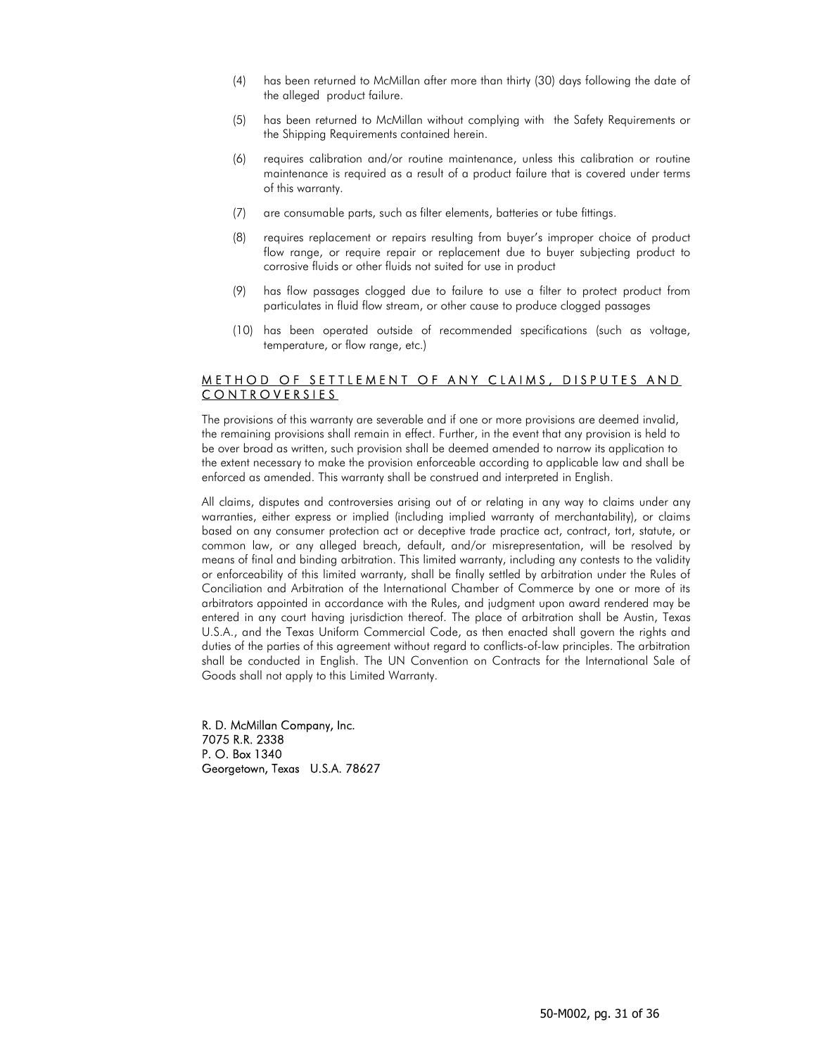(4) has been returned to McMillan after more than thirty (30) days following the date of the alleged product failure.

(5) has been returned to McMillan without complying with the Safety Requirements or the Shipping Requirements contained herein.

(6) requires calibration and/or routine maintenance, unless this calibration or routine maintenance is required as a result of a product failure that is covered under terms of this warranty.

(7) are consumable parts, such as filter elements, batteries or tube fittings.

(8) requires replacement or repairs resulting from buyer's improper choice of product flow range, or require repair or replacement due to buyer subjecting product to corrosive fluids or other fluids not suited for use in product

(9) has flow passages clogged due to failure to use a filter to protect product from particulates in fluid flow stream, or other cause to produce clogged passages

(10) has been operated outside of recommended specifications (such as voltage, temperature, or flow range, etc.)

## METHOD OF SETTLEMENT OF ANY CLAIMS, DISPUTES AND CONTROVERSIES

The provisions of this warranty are severable and if one or more provisions are deemed invalid, the remaining provisions shall remain in effect. Further, in the event that any provision is held to be over broad as written, such provision shall be deemed amended to narrow its application to the extent necessary to make the provision enforceable according to applicable law and shall be enforced as amended. This warranty shall be construed and interpreted in English.

All claims, disputes and controversies arising out of or relating in any way to claims under any warranties, either express or implied (including implied warranty of merchantability), or claims based on any consumer protection act or deceptive trade practice act, contract, tort, statute, or common law, or any alleged breach, default, and/or misrepresentation, will be resolved by means of final and binding arbitration. This limited warranty, including any contests to the validity or enforceability of this limited warranty, shall be finally settled by arbitration under the Rules of Conciliation and Arbitration of the International Chamber of Commerce by one or more of its arbitrators appointed in accordance with the Rules, and judgment upon award rendered may be entered in any court having jurisdiction thereof. The place of arbitration shall be Austin, Texas U.S.A., and the Texas Uniform Commercial Code, as then enacted shall govern the rights and duties of the parties of this agreement without regard to conflicts-of-law principles. The arbitration shall be conducted in English. The UN Convention on Contracts for the International Sale of Goods shall not apply to this Limited Warranty.

R. D. McMillan Company, Inc.
7075 R.R. 2338
P. O. Box 1340
Georgetown, Texas U.S.A. 78627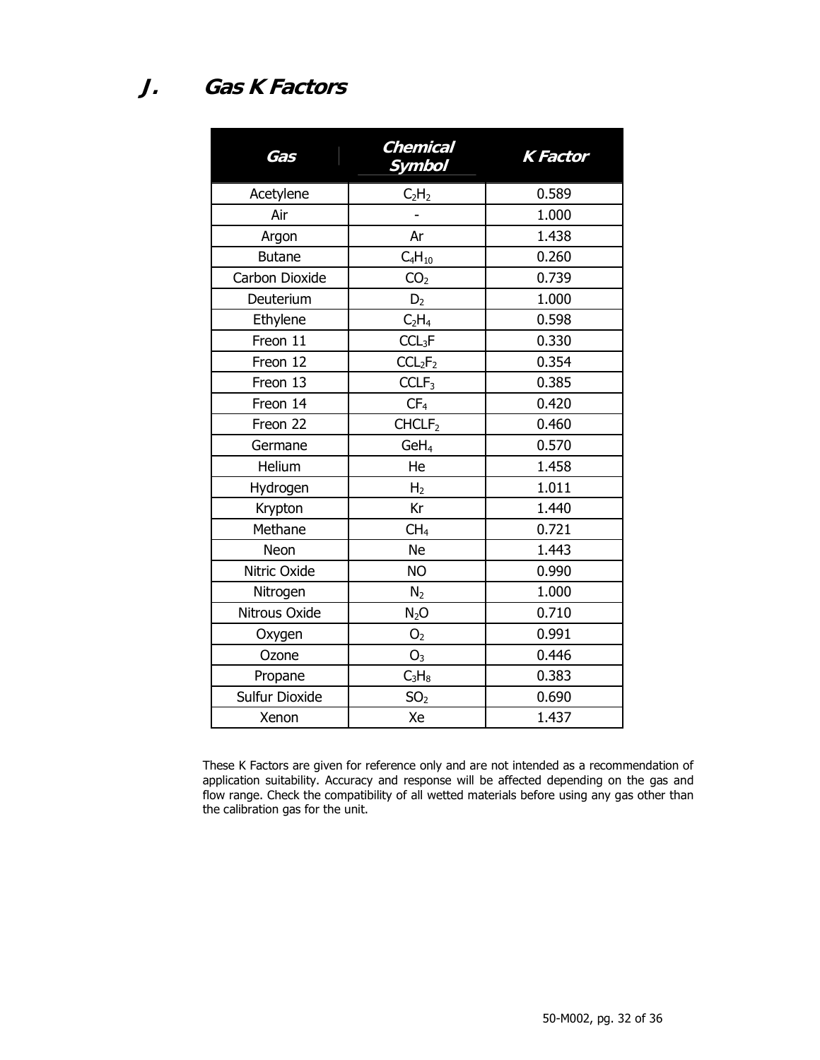## J. Gas K Factors

| Gas | Chemical Symbol | K Factor |
|---|---|---|
| Acetylene | $C_2H_2$ | 0.589 |
| Air | - | 1.000 |
| Argon | Ar | 1.438 |
| Butane | $C_4H_{10}$ | 0.260 |
| Carbon Dioxide | $CO_2$ | 0.739 |
| Deuterium | $D_2$ | 1.000 |
| Ethylene | $C_2H_4$ | 0.598 |
| Freon 11 | $CCL_3F$ | 0.330 |
| Freon 12 | $CCL_2F_2$ | 0.354 |
| Freon 13 | $CCLF_3$ | 0.385 |
| Freon 14 | $CF_4$ | 0.420 |
| Freon 22 | $CHCLF_2$ | 0.460 |
| Germane | $GeH_4$ | 0.570 |
| Helium | He | 1.458 |
| Hydrogen | $H_2$ | 1.011 |
| Krypton | Kr | 1.440 |
| Methane | $CH_4$ | 0.721 |
| Neon | Ne | 1.443 |
| Nitric Oxide | NO | 0.990 |
| Nitrogen | $N_2$ | 1.000 |
| Nitrous Oxide | $N_2O$ | 0.710 |
| Oxygen | $O_2$ | 0.991 |
| Ozone | $O_3$ | 0.446 |
| Propane | $C_3H_8$ | 0.383 |
| Sulfur Dioxide | $SO_2$ | 0.690 |
| Xenon | Xe | 1.437 |

These K Factors are given for reference only and are not intended as a recommendation of application suitability. Accuracy and response will be affected depending on the gas and flow range. Check the compatibility of all wetted materials before using any gas other than the calibration gas for the unit.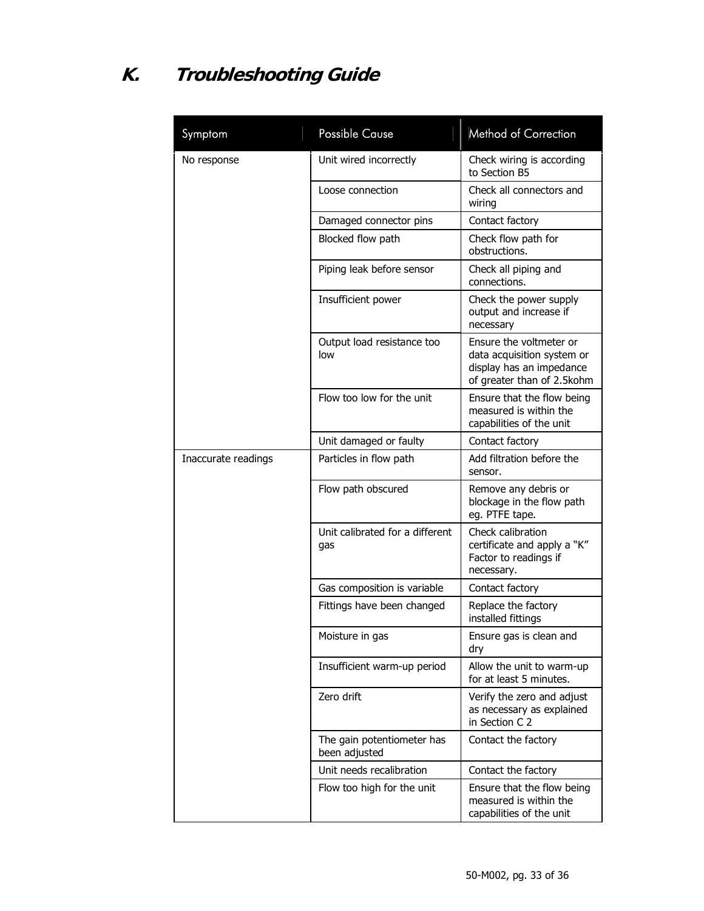# K. Troubleshooting Guide

| Symptom | Possible Cause | Method of Correction |
|---|---|---|
| No response | Unit wired incorrectly | Check wiring is according to Section B5 |
| | Loose connection | Check all connectors and wiring |
| | Damaged connector pins | Contact factory |
| | Blocked flow path | Check flow path for obstructions. |
| | Piping leak before sensor | Check all piping and connections. |
| | Insufficient power | Check the power supply output and increase if necessary |
| | Output load resistance too low | Ensure the voltmeter or data acquisition system or display has an impedance of greater than of 2.5kohm |
| | Flow too low for the unit | Ensure that the flow being measured is within the capabilities of the unit |
| | Unit damaged or faulty | Contact factory |
| Inaccurate readings | Particles in flow path | Add filtration before the sensor. |
| | Flow path obscured | Remove any debris or blockage in the flow path eg. PTFE tape. |
| | Unit calibrated for a different gas | Check calibration certificate and apply a "K" Factor to readings if necessary. |
| | Gas composition is variable | Contact factory |
| | Fittings have been changed | Replace the factory installed fittings |
| | Moisture in gas | Ensure gas is clean and dry |
| | Insufficient warm-up period | Allow the unit to warm-up for at least 5 minutes. |
| | Zero drift | Verify the zero and adjust as necessary as explained in Section C 2 |
| | The gain potentiometer has been adjusted | Contact the factory |
| | Unit needs recalibration | Contact the factory |
| | Flow too high for the unit | Ensure that the flow being measured is within the capabilities of the unit |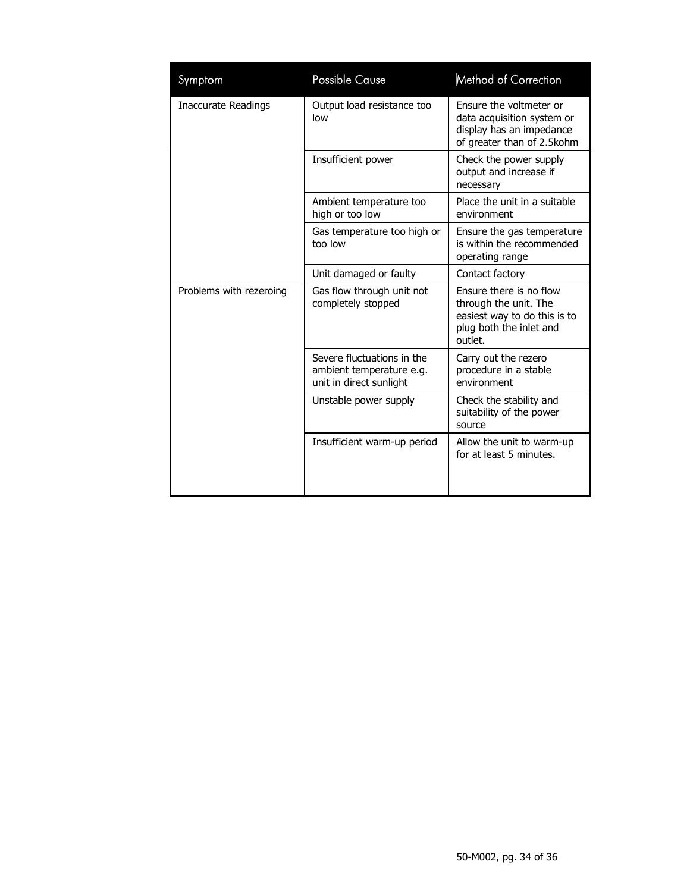| Symptom | Possible Cause | Method of Correction |
|---|---|---|
| Inaccurate Readings | Output load resistance too low | Ensure the voltmeter or data acquisition system or display has an impedance of greater than of 2.5kohm |
| | Insufficient power | Check the power supply output and increase if necessary |
| | Ambient temperature too high or too low | Place the unit in a suitable environment |
| | Gas temperature too high or too low | Ensure the gas temperature is within the recommended operating range |
| | Unit damaged or faulty | Contact factory |
| Problems with rezeroing | Gas flow through unit not completely stopped | Ensure there is no flow through the unit. The easiest way to do this is to plug both the inlet and outlet. |
| | Severe fluctuations in the ambient temperature e.g. unit in direct sunlight | Carry out the rezero procedure in a stable environment |
| | Unstable power supply | Check the stability and suitability of the power source |
| | Insufficient warm-up period | Allow the unit to warm-up for at least 5 minutes. |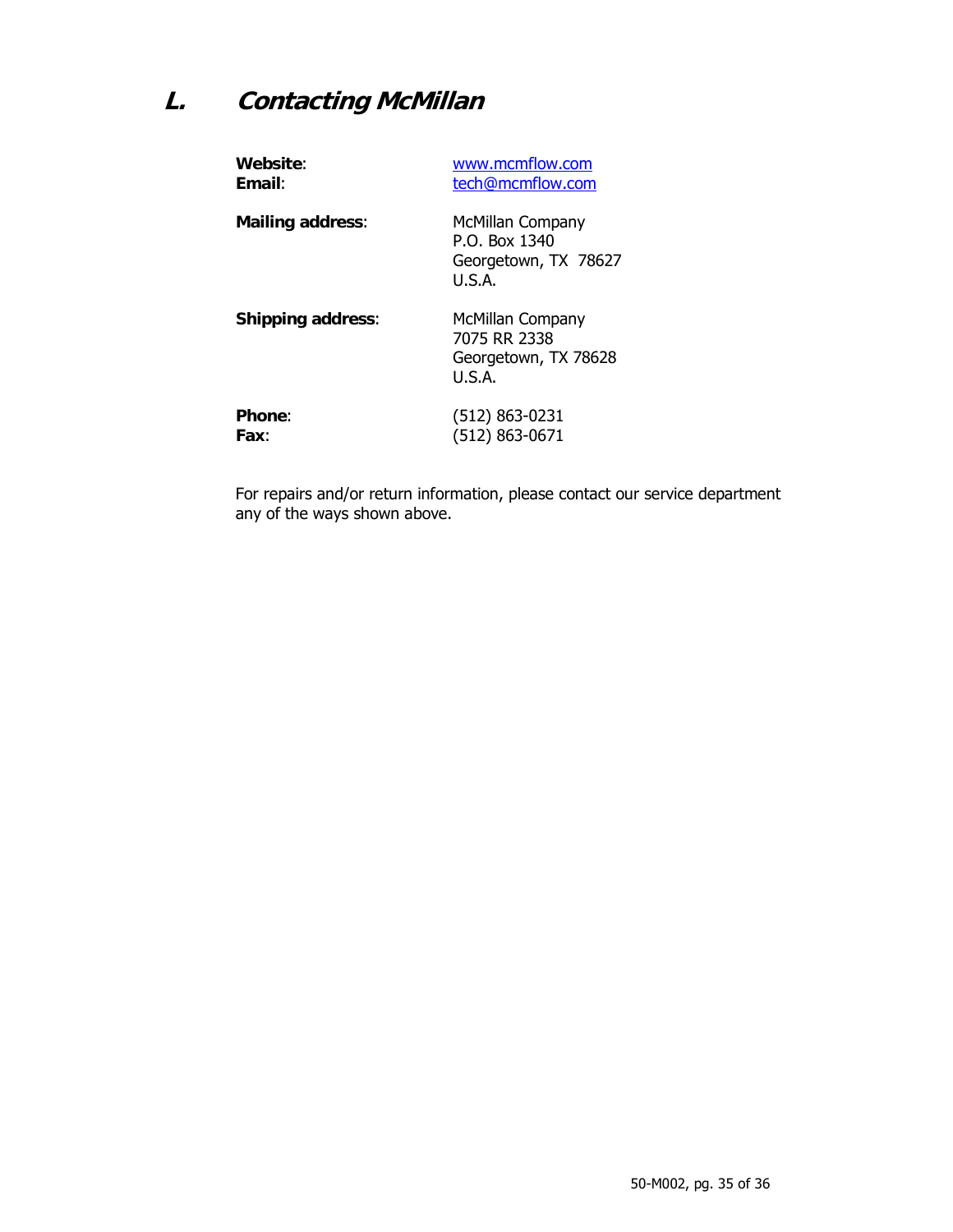## *L. Contacting McMillan*

**Website**: www.mcmflow.com
**Email**: tech@mcmflow.com

**Mailing address**:
McMillan Company
P.O. Box 1340
Georgetown, TX 78627
U.S.A.

**Shipping address**:
McMillan Company
7075 RR 2338
Georgetown, TX 78628
U.S.A.

**Phone**: (512) 863-0231
**Fax**: (512) 863-0671

For repairs and/or return information, please contact our service department any of the ways shown above.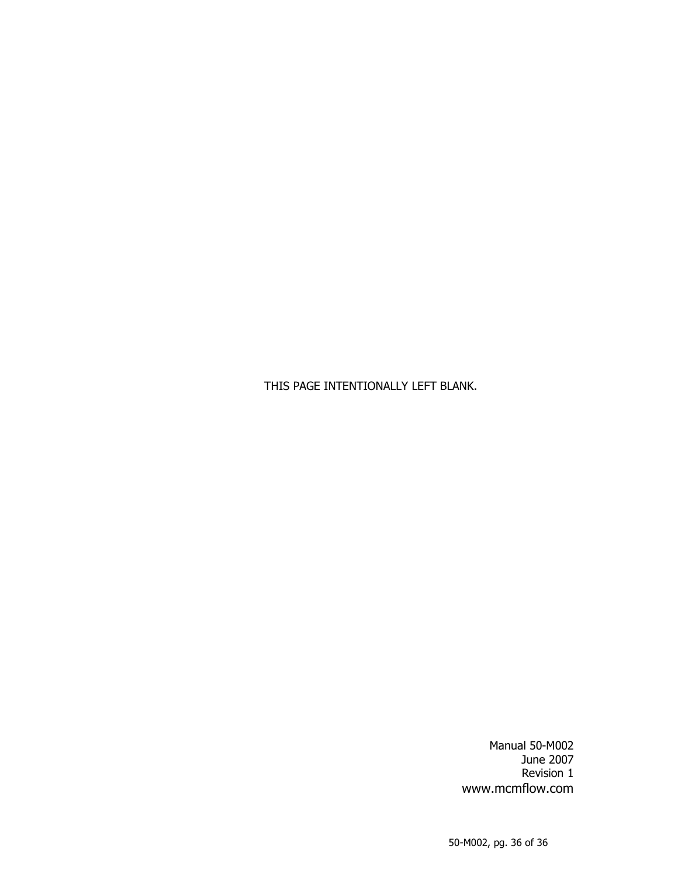THIS PAGE INTENTIONALLY LEFT BLANK.

Manual 50-M002
June 2007
Revision 1
www.mcmflow.com